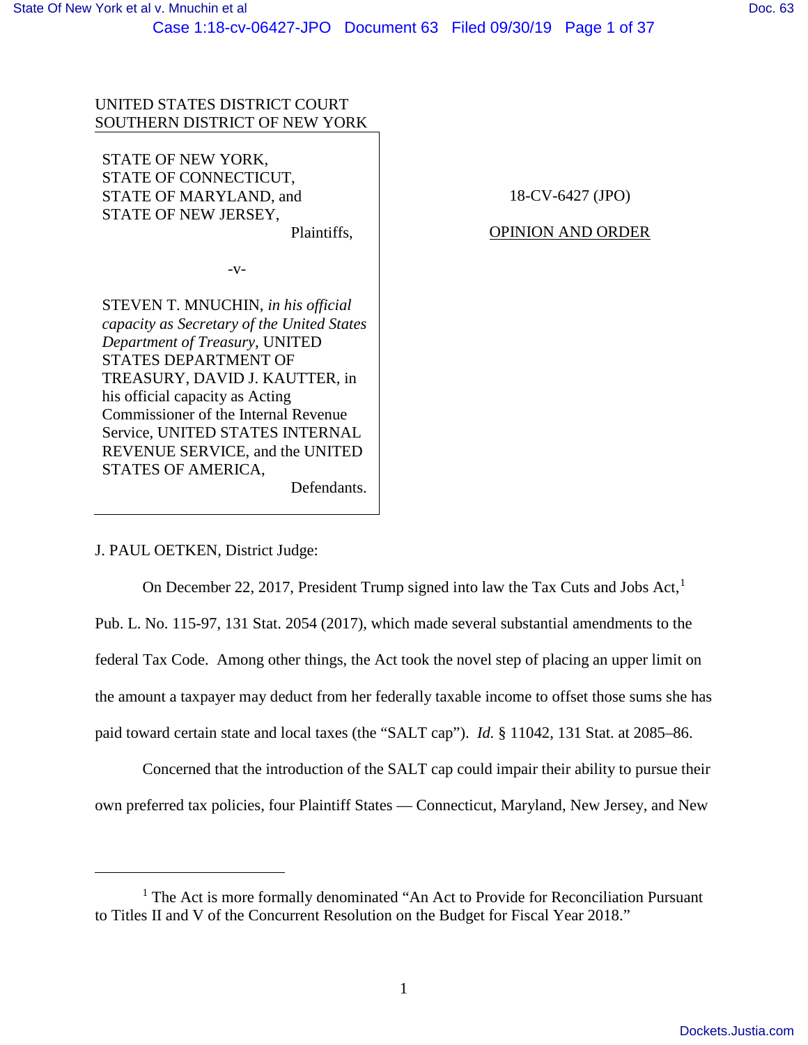UNITED STATES DISTRICT COURT
SOUTHERN DISTRICT OF NEW YORK

STATE OF NEW YORK,
STATE OF CONNECTICUT,
STATE OF MARYLAND, and
STATE OF NEW JERSEY,
Plaintiffs,

-v-

STEVEN T. MNUCHIN, *in his official capacity as Secretary of the United States Department of Treasury*, UNITED STATES DEPARTMENT OF TREASURY, DAVID J. KAUTTER, in his official capacity as Acting Commissioner of the Internal Revenue Service, UNITED STATES INTERNAL REVENUE SERVICE, and the UNITED STATES OF AMERICA,
Defendants.

18-CV-6427 (JPO)

OPINION AND ORDER

J. PAUL OETKEN, District Judge:

On December 22, 2017, President Trump signed into law the Tax Cuts and Jobs Act,[1] Pub. L. No. 115-97, 131 Stat. 2054 (2017), which made several substantial amendments to the federal Tax Code. Among other things, the Act took the novel step of placing an upper limit on the amount a taxpayer may deduct from her federally taxable income to offset those sums she has paid toward certain state and local taxes (the "SALT cap"). *Id.* § 11042, 131 Stat. at 2085–86.

Concerned that the introduction of the SALT cap could impair their ability to pursue their own preferred tax policies, four Plaintiff States — Connecticut, Maryland, New Jersey, and New

---

[1] The Act is more formally denominated "An Act to Provide for Reconciliation Pursuant to Titles II and V of the Concurrent Resolution on the Budget for Fiscal Year 2018."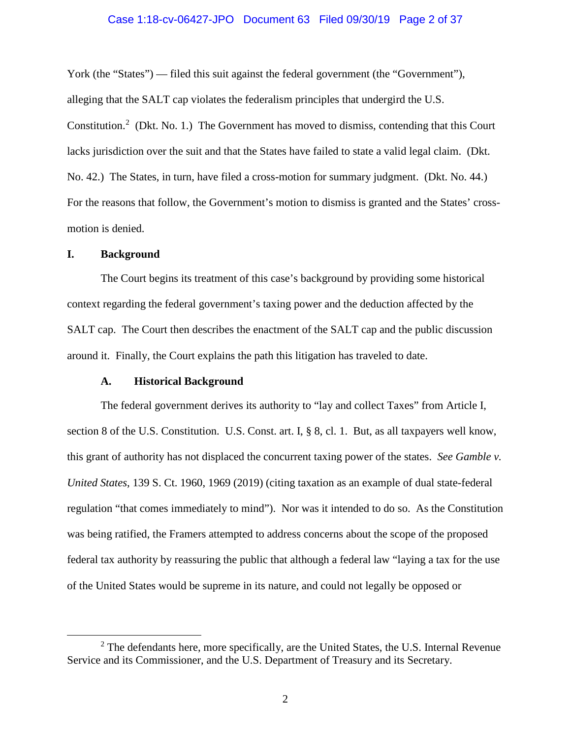York (the "States") — filed this suit against the federal government (the "Government"), alleging that the SALT cap violates the federalism principles that undergird the U.S. Constitution.[2] (Dkt. No. 1.) The Government has moved to dismiss, contending that this Court lacks jurisdiction over the suit and that the States have failed to state a valid legal claim. (Dkt. No. 42.) The States, in turn, have filed a cross-motion for summary judgment. (Dkt. No. 44.) For the reasons that follow, the Government's motion to dismiss is granted and the States' cross-motion is denied.

## I. Background

The Court begins its treatment of this case's background by providing some historical context regarding the federal government's taxing power and the deduction affected by the SALT cap. The Court then describes the enactment of the SALT cap and the public discussion around it. Finally, the Court explains the path this litigation has traveled to date.

### A. Historical Background

The federal government derives its authority to "lay and collect Taxes" from Article I, section 8 of the U.S. Constitution. U.S. Const. art. I, § 8, cl. 1. But, as all taxpayers well know, this grant of authority has not displaced the concurrent taxing power of the states. *See Gamble v. United States*, 139 S. Ct. 1960, 1969 (2019) (citing taxation as an example of dual state-federal regulation "that comes immediately to mind"). Nor was it intended to do so. As the Constitution was being ratified, the Framers attempted to address concerns about the scope of the proposed federal tax authority by reassuring the public that although a federal law "laying a tax for the use of the United States would be supreme in its nature, and could not legally be opposed or

---

[2] The defendants here, more specifically, are the United States, the U.S. Internal Revenue Service and its Commissioner, and the U.S. Department of Treasury and its Secretary.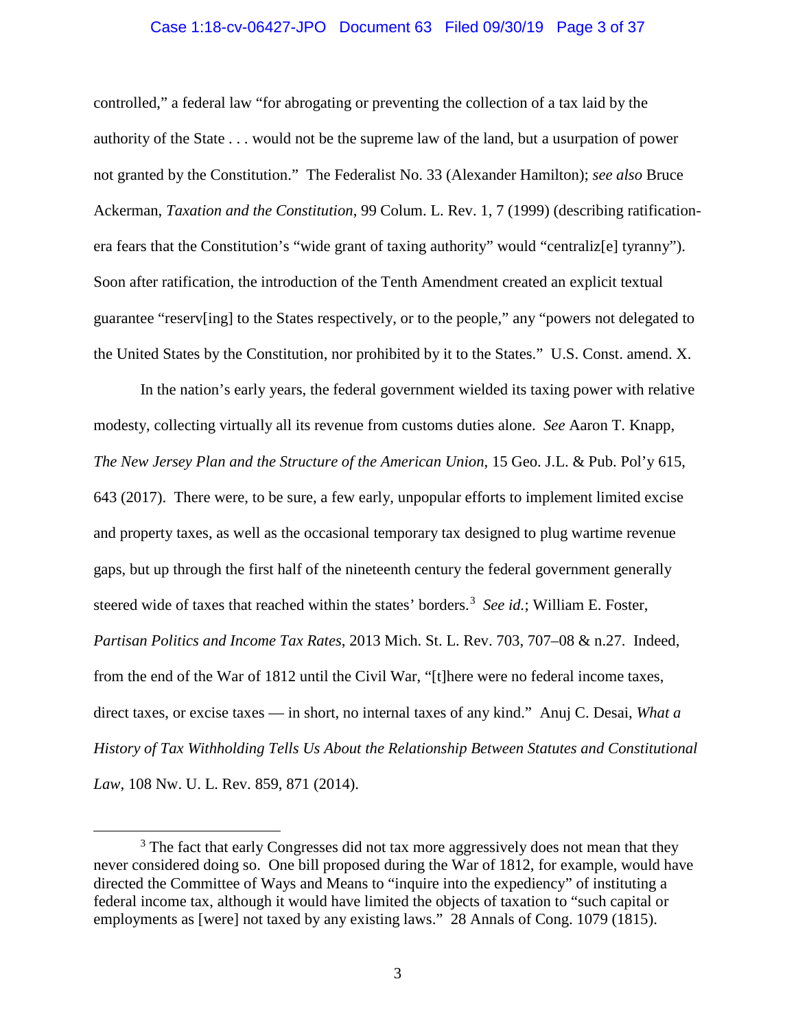controlled," a federal law "for abrogating or preventing the collection of a tax laid by the authority of the State . . . would not be the supreme law of the land, but a usurpation of power not granted by the Constitution." The Federalist No. 33 (Alexander Hamilton); *see also* Bruce Ackerman, *Taxation and the Constitution*, 99 Colum. L. Rev. 1, 7 (1999) (describing ratification-era fears that the Constitution's "wide grant of taxing authority" would "centraliz[e] tyranny"). Soon after ratification, the introduction of the Tenth Amendment created an explicit textual guarantee "reserv[ing] to the States respectively, or to the people," any "powers not delegated to the United States by the Constitution, nor prohibited by it to the States." U.S. Const. amend. X.

In the nation's early years, the federal government wielded its taxing power with relative modesty, collecting virtually all its revenue from customs duties alone. *See* Aaron T. Knapp, *The New Jersey Plan and the Structure of the American Union*, 15 Geo. J.L. & Pub. Pol'y 615, 643 (2017). There were, to be sure, a few early, unpopular efforts to implement limited excise and property taxes, as well as the occasional temporary tax designed to plug wartime revenue gaps, but up through the first half of the nineteenth century the federal government generally steered wide of taxes that reached within the states' borders.[3] *See id.*; William E. Foster, *Partisan Politics and Income Tax Rates*, 2013 Mich. St. L. Rev. 703, 707–08 & n.27. Indeed, from the end of the War of 1812 until the Civil War, "[t]here were no federal income taxes, direct taxes, or excise taxes — in short, no internal taxes of any kind." Anuj C. Desai, *What a History of Tax Withholding Tells Us About the Relationship Between Statutes and Constitutional Law*, 108 Nw. U. L. Rev. 859, 871 (2014).

---

[3] The fact that early Congresses did not tax more aggressively does not mean that they never considered doing so. One bill proposed during the War of 1812, for example, would have directed the Committee of Ways and Means to "inquire into the expediency" of instituting a federal income tax, although it would have limited the objects of taxation to "such capital or employments as [were] not taxed by any existing laws." 28 Annals of Cong. 1079 (1815).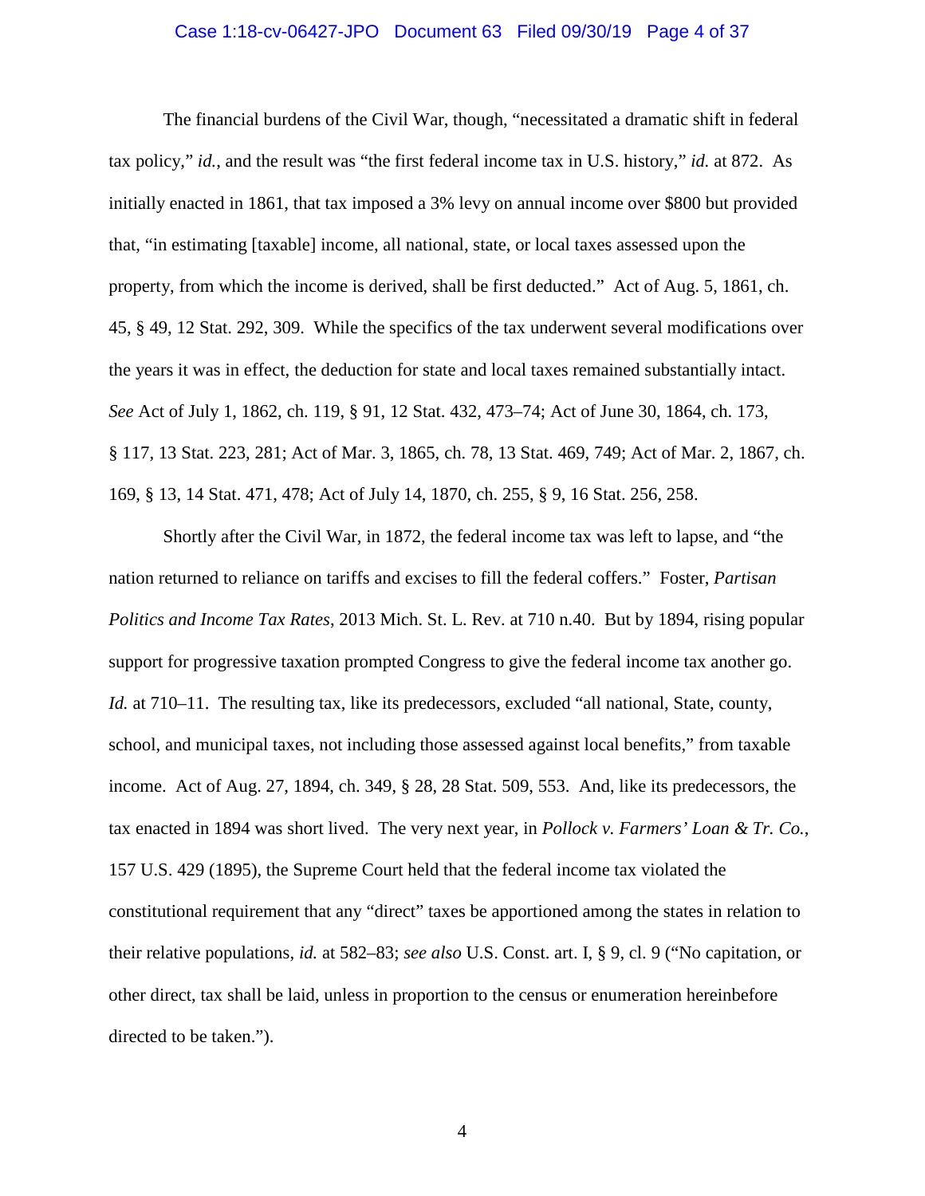The financial burdens of the Civil War, though, "necessitated a dramatic shift in federal tax policy," *id.*, and the result was "the first federal income tax in U.S. history," *id.* at 872. As initially enacted in 1861, that tax imposed a 3% levy on annual income over $800 but provided that, "in estimating [taxable] income, all national, state, or local taxes assessed upon the property, from which the income is derived, shall be first deducted." Act of Aug. 5, 1861, ch. 45, § 49, 12 Stat. 292, 309. While the specifics of the tax underwent several modifications over the years it was in effect, the deduction for state and local taxes remained substantially intact. *See* Act of July 1, 1862, ch. 119, § 91, 12 Stat. 432, 473–74; Act of June 30, 1864, ch. 173, § 117, 13 Stat. 223, 281; Act of Mar. 3, 1865, ch. 78, 13 Stat. 469, 749; Act of Mar. 2, 1867, ch. 169, § 13, 14 Stat. 471, 478; Act of July 14, 1870, ch. 255, § 9, 16 Stat. 256, 258.

Shortly after the Civil War, in 1872, the federal income tax was left to lapse, and "the nation returned to reliance on tariffs and excises to fill the federal coffers." Foster, *Partisan Politics and Income Tax Rates*, 2013 Mich. St. L. Rev. at 710 n.40. But by 1894, rising popular support for progressive taxation prompted Congress to give the federal income tax another go. *Id.* at 710–11. The resulting tax, like its predecessors, excluded "all national, State, county, school, and municipal taxes, not including those assessed against local benefits," from taxable income. Act of Aug. 27, 1894, ch. 349, § 28, 28 Stat. 509, 553. And, like its predecessors, the tax enacted in 1894 was short lived. The very next year, in *Pollock v. Farmers' Loan & Tr. Co.*, 157 U.S. 429 (1895), the Supreme Court held that the federal income tax violated the constitutional requirement that any "direct" taxes be apportioned among the states in relation to their relative populations, *id.* at 582–83; *see also* U.S. Const. art. I, § 9, cl. 9 ("No capitation, or other direct, tax shall be laid, unless in proportion to the census or enumeration hereinbefore directed to be taken.").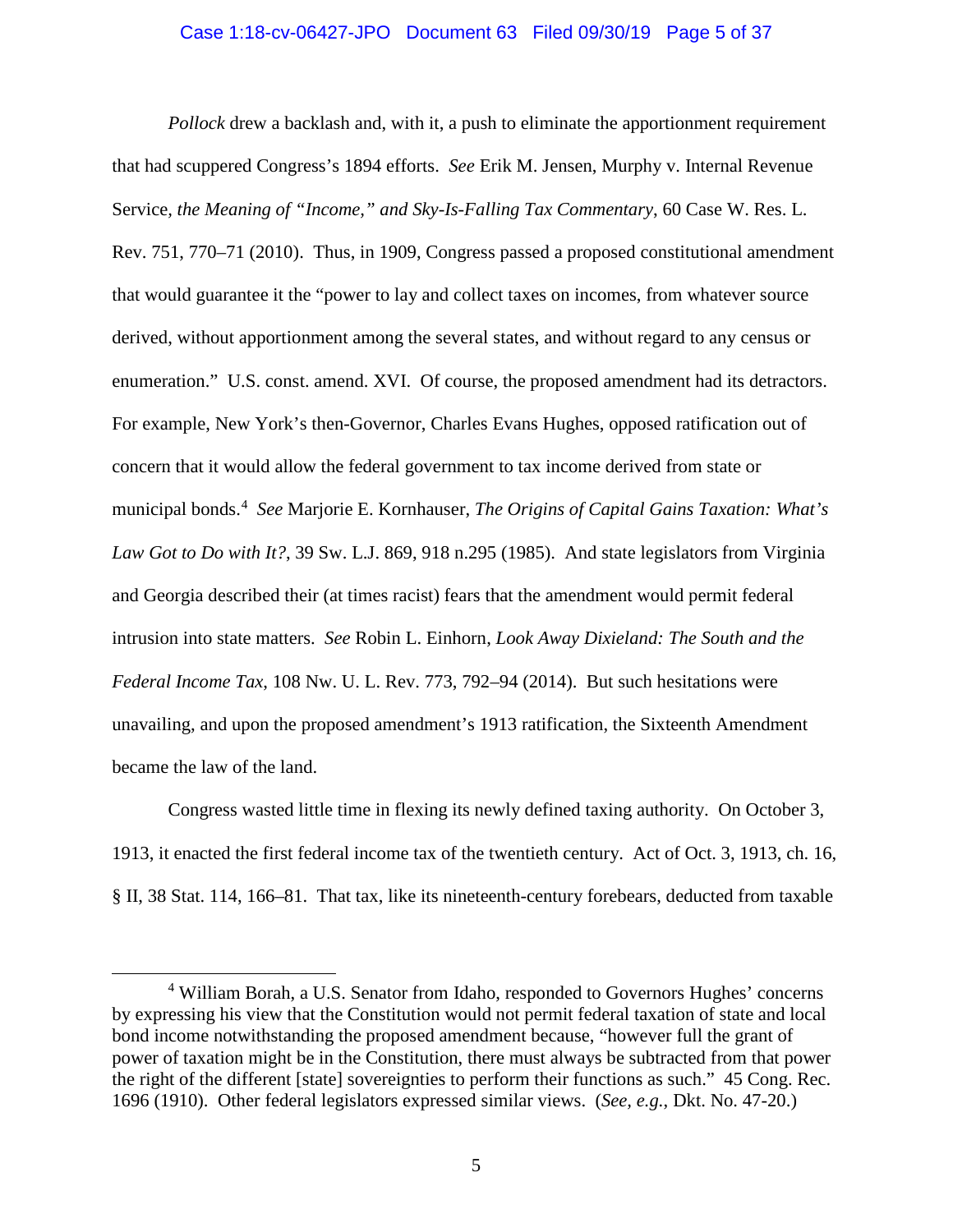*Pollock* drew a backlash and, with it, a push to eliminate the apportionment requirement that had scuppered Congress's 1894 efforts. *See* Erik M. Jensen, Murphy v. Internal Revenue Service*, the Meaning of "Income," and Sky-Is-Falling Tax Commentary*, 60 Case W. Res. L. Rev. 751, 770–71 (2010). Thus, in 1909, Congress passed a proposed constitutional amendment that would guarantee it the "power to lay and collect taxes on incomes, from whatever source derived, without apportionment among the several states, and without regard to any census or enumeration." U.S. const. amend. XVI. Of course, the proposed amendment had its detractors. For example, New York's then-Governor, Charles Evans Hughes, opposed ratification out of concern that it would allow the federal government to tax income derived from state or municipal bonds.[4] *See* Marjorie E. Kornhauser, *The Origins of Capital Gains Taxation: What's Law Got to Do with It?*, 39 Sw. L.J. 869, 918 n.295 (1985). And state legislators from Virginia and Georgia described their (at times racist) fears that the amendment would permit federal intrusion into state matters. *See* Robin L. Einhorn, *Look Away Dixieland: The South and the Federal Income Tax*, 108 Nw. U. L. Rev. 773, 792–94 (2014). But such hesitations were unavailing, and upon the proposed amendment's 1913 ratification, the Sixteenth Amendment became the law of the land.

Congress wasted little time in flexing its newly defined taxing authority. On October 3, 1913, it enacted the first federal income tax of the twentieth century. Act of Oct. 3, 1913, ch. 16, § II, 38 Stat. 114, 166–81. That tax, like its nineteenth-century forebears, deducted from taxable

---

[4] William Borah, a U.S. Senator from Idaho, responded to Governors Hughes' concerns by expressing his view that the Constitution would not permit federal taxation of state and local bond income notwithstanding the proposed amendment because, "however full the grant of power of taxation might be in the Constitution, there must always be subtracted from that power the right of the different [state] sovereignties to perform their functions as such." 45 Cong. Rec. 1696 (1910). Other federal legislators expressed similar views. (*See, e.g.*, Dkt. No. 47-20.)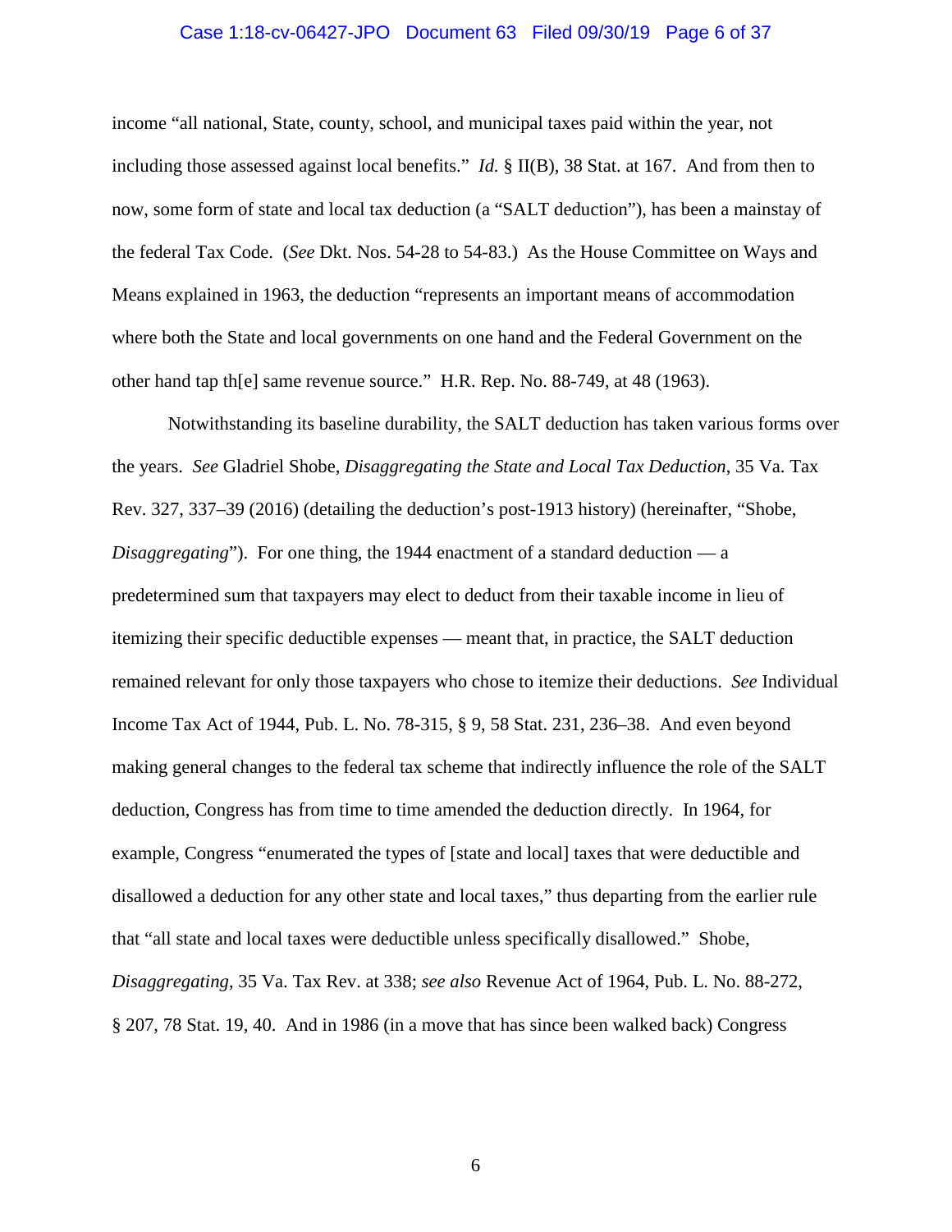income "all national, State, county, school, and municipal taxes paid within the year, not including those assessed against local benefits." *Id.* § II(B), 38 Stat. at 167. And from then to now, some form of state and local tax deduction (a "SALT deduction"), has been a mainstay of the federal Tax Code. (*See* Dkt. Nos. 54-28 to 54-83.) As the House Committee on Ways and Means explained in 1963, the deduction "represents an important means of accommodation where both the State and local governments on one hand and the Federal Government on the other hand tap th[e] same revenue source." H.R. Rep. No. 88-749, at 48 (1963).

Notwithstanding its baseline durability, the SALT deduction has taken various forms over the years. *See* Gladriel Shobe, *Disaggregating the State and Local Tax Deduction*, 35 Va. Tax Rev. 327, 337–39 (2016) (detailing the deduction's post-1913 history) (hereinafter, "Shobe, *Disaggregating*"). For one thing, the 1944 enactment of a standard deduction — a predetermined sum that taxpayers may elect to deduct from their taxable income in lieu of itemizing their specific deductible expenses — meant that, in practice, the SALT deduction remained relevant for only those taxpayers who chose to itemize their deductions. *See* Individual Income Tax Act of 1944, Pub. L. No. 78-315, § 9, 58 Stat. 231, 236–38. And even beyond making general changes to the federal tax scheme that indirectly influence the role of the SALT deduction, Congress has from time to time amended the deduction directly. In 1964, for example, Congress "enumerated the types of [state and local] taxes that were deductible and disallowed a deduction for any other state and local taxes," thus departing from the earlier rule that "all state and local taxes were deductible unless specifically disallowed." Shobe, *Disaggregating*, 35 Va. Tax Rev. at 338; *see also* Revenue Act of 1964, Pub. L. No. 88-272, § 207, 78 Stat. 19, 40. And in 1986 (in a move that has since been walked back) Congress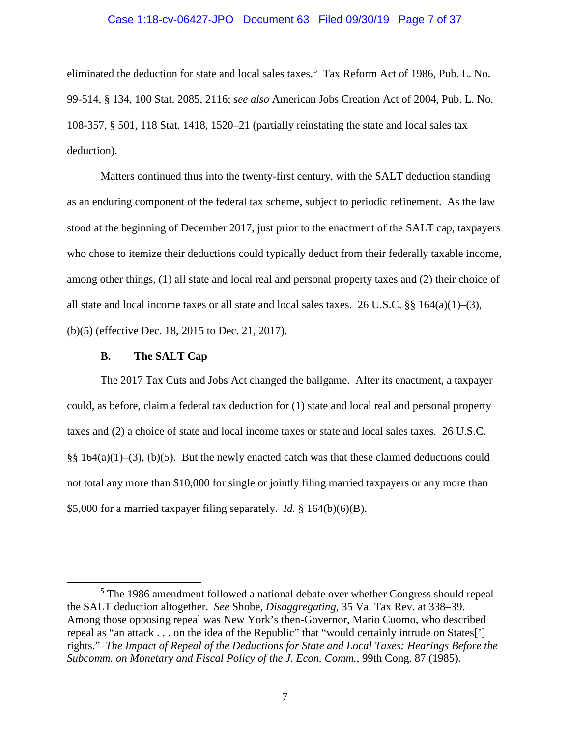eliminated the deduction for state and local sales taxes.[5] Tax Reform Act of 1986, Pub. L. No. 99-514, § 134, 100 Stat. 2085, 2116; *see also* American Jobs Creation Act of 2004, Pub. L. No. 108-357, § 501, 118 Stat. 1418, 1520–21 (partially reinstating the state and local sales tax deduction).

Matters continued thus into the twenty-first century, with the SALT deduction standing as an enduring component of the federal tax scheme, subject to periodic refinement. As the law stood at the beginning of December 2017, just prior to the enactment of the SALT cap, taxpayers who chose to itemize their deductions could typically deduct from their federally taxable income, among other things, (1) all state and local real and personal property taxes and (2) their choice of all state and local income taxes or all state and local sales taxes. 26 U.S.C. §§ 164(a)(1)–(3), (b)(5) (effective Dec. 18, 2015 to Dec. 21, 2017).

### B. The SALT Cap

The 2017 Tax Cuts and Jobs Act changed the ballgame. After its enactment, a taxpayer could, as before, claim a federal tax deduction for (1) state and local real and personal property taxes and (2) a choice of state and local income taxes or state and local sales taxes. 26 U.S.C. §§ 164(a)(1)–(3), (b)(5). But the newly enacted catch was that these claimed deductions could not total any more than $10,000 for single or jointly filing married taxpayers or any more than $5,000 for a married taxpayer filing separately. *Id.* § 164(b)(6)(B).

---

[5] The 1986 amendment followed a national debate over whether Congress should repeal the SALT deduction altogether. *See* Shobe, *Disaggregating*, 35 Va. Tax Rev. at 338–39. Among those opposing repeal was New York's then-Governor, Mario Cuomo, who described repeal as "an attack . . . on the idea of the Republic" that "would certainly intrude on States['] rights." *The Impact of Repeal of the Deductions for State and Local Taxes: Hearings Before the Subcomm. on Monetary and Fiscal Policy of the J. Econ. Comm.*, 99th Cong. 87 (1985).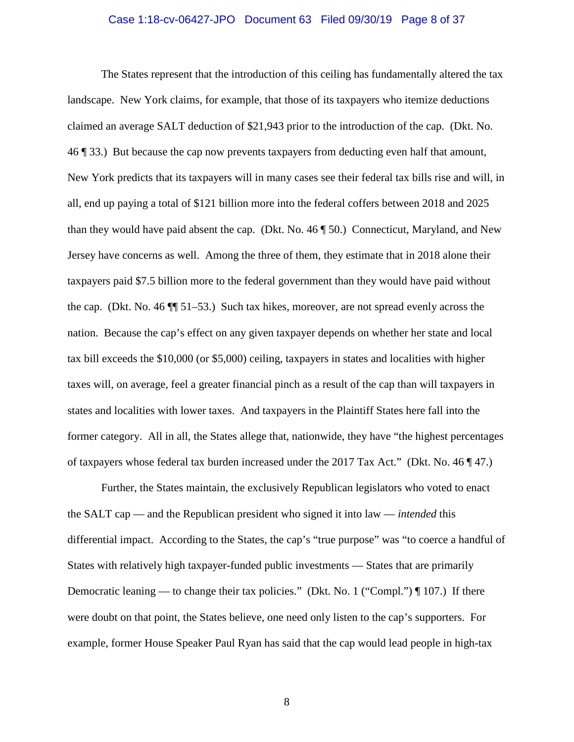The States represent that the introduction of this ceiling has fundamentally altered the tax landscape. New York claims, for example, that those of its taxpayers who itemize deductions claimed an average SALT deduction of $21,943 prior to the introduction of the cap. (Dkt. No. 46 ¶ 33.) But because the cap now prevents taxpayers from deducting even half that amount, New York predicts that its taxpayers will in many cases see their federal tax bills rise and will, in all, end up paying a total of $121 billion more into the federal coffers between 2018 and 2025 than they would have paid absent the cap. (Dkt. No. 46 ¶ 50.) Connecticut, Maryland, and New Jersey have concerns as well. Among the three of them, they estimate that in 2018 alone their taxpayers paid $7.5 billion more to the federal government than they would have paid without the cap. (Dkt. No. 46 ¶¶ 51–53.) Such tax hikes, moreover, are not spread evenly across the nation. Because the cap's effect on any given taxpayer depends on whether her state and local tax bill exceeds the $10,000 (or $5,000) ceiling, taxpayers in states and localities with higher taxes will, on average, feel a greater financial pinch as a result of the cap than will taxpayers in states and localities with lower taxes. And taxpayers in the Plaintiff States here fall into the former category. All in all, the States allege that, nationwide, they have "the highest percentages of taxpayers whose federal tax burden increased under the 2017 Tax Act." (Dkt. No. 46 ¶ 47.)

Further, the States maintain, the exclusively Republican legislators who voted to enact the SALT cap — and the Republican president who signed it into law — *intended* this differential impact. According to the States, the cap's "true purpose" was "to coerce a handful of States with relatively high taxpayer-funded public investments — States that are primarily Democratic leaning — to change their tax policies." (Dkt. No. 1 ("Compl.") ¶ 107.) If there were doubt on that point, the States believe, one need only listen to the cap's supporters. For example, former House Speaker Paul Ryan has said that the cap would lead people in high-tax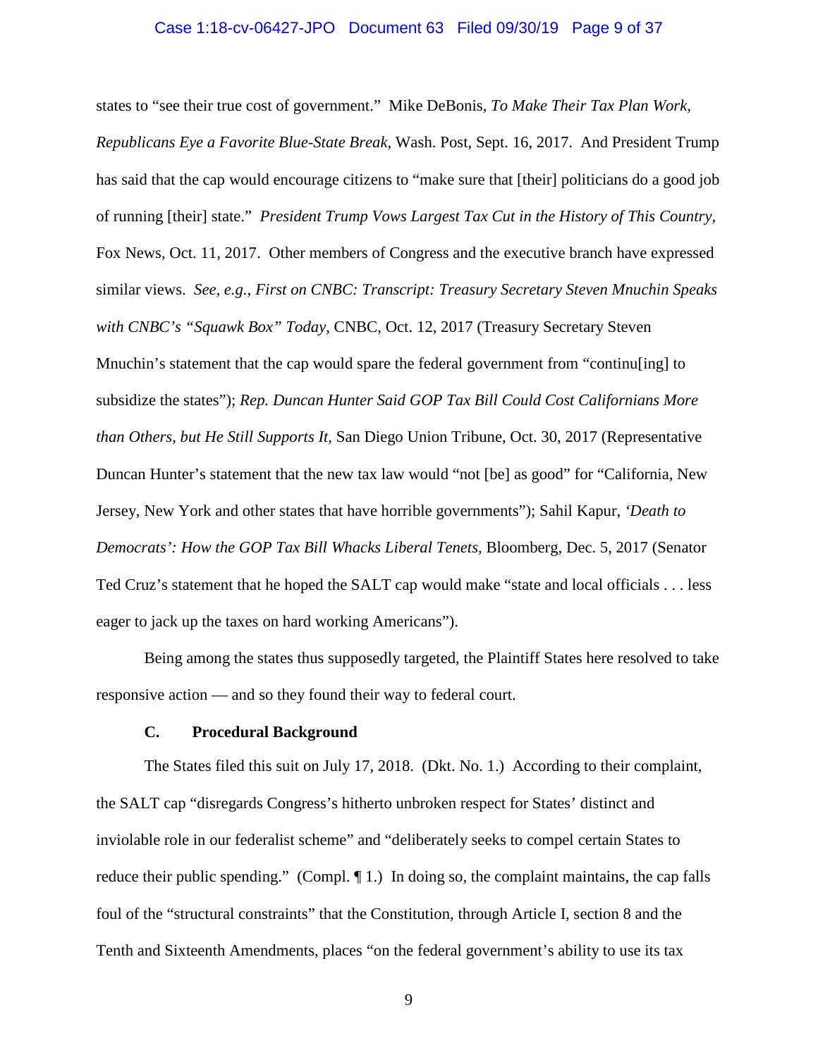states to "see their true cost of government." Mike DeBonis, *To Make Their Tax Plan Work, Republicans Eye a Favorite Blue-State Break*, Wash. Post, Sept. 16, 2017. And President Trump has said that the cap would encourage citizens to "make sure that [their] politicians do a good job of running [their] state." *President Trump Vows Largest Tax Cut in the History of This Country*, Fox News, Oct. 11, 2017. Other members of Congress and the executive branch have expressed similar views. *See, e.g.*, *First on CNBC: Transcript: Treasury Secretary Steven Mnuchin Speaks with CNBC's "Squawk Box" Today*, CNBC, Oct. 12, 2017 (Treasury Secretary Steven Mnuchin's statement that the cap would spare the federal government from "continu[ing] to subsidize the states"); *Rep. Duncan Hunter Said GOP Tax Bill Could Cost Californians More than Others, but He Still Supports It*, San Diego Union Tribune, Oct. 30, 2017 (Representative Duncan Hunter's statement that the new tax law would "not [be] as good" for "California, New Jersey, New York and other states that have horrible governments"); Sahil Kapur, *'Death to Democrats': How the GOP Tax Bill Whacks Liberal Tenets*, Bloomberg, Dec. 5, 2017 (Senator Ted Cruz's statement that he hoped the SALT cap would make "state and local officials . . . less eager to jack up the taxes on hard working Americans").

Being among the states thus supposedly targeted, the Plaintiff States here resolved to take responsive action — and so they found their way to federal court.

### C. Procedural Background

The States filed this suit on July 17, 2018. (Dkt. No. 1.) According to their complaint, the SALT cap "disregards Congress's hitherto unbroken respect for States' distinct and inviolable role in our federalist scheme" and "deliberately seeks to compel certain States to reduce their public spending." (Compl. ¶ 1.) In doing so, the complaint maintains, the cap falls foul of the "structural constraints" that the Constitution, through Article I, section 8 and the Tenth and Sixteenth Amendments, places "on the federal government's ability to use its tax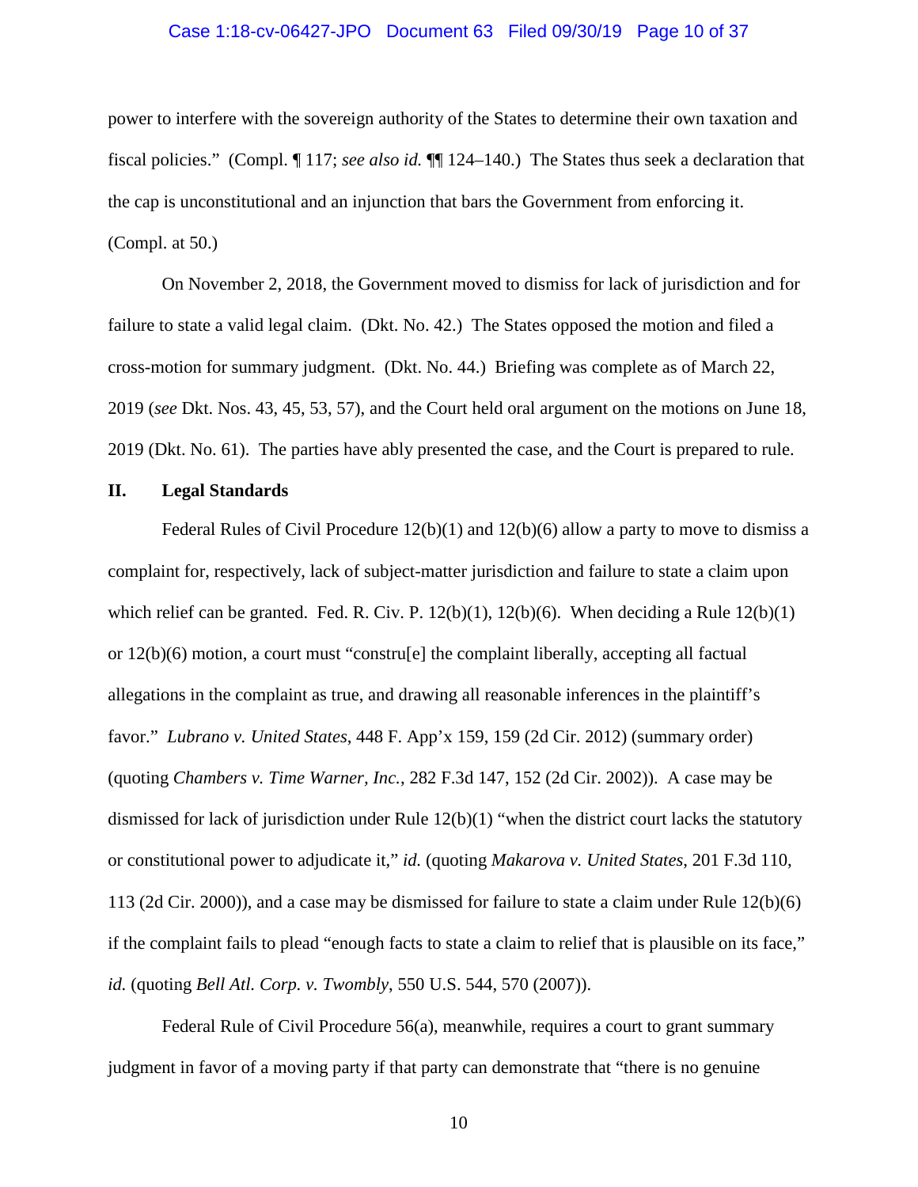power to interfere with the sovereign authority of the States to determine their own taxation and fiscal policies." (Compl. ¶ 117; *see also id.* ¶¶ 124–140.) The States thus seek a declaration that the cap is unconstitutional and an injunction that bars the Government from enforcing it. (Compl. at 50.)

On November 2, 2018, the Government moved to dismiss for lack of jurisdiction and for failure to state a valid legal claim. (Dkt. No. 42.) The States opposed the motion and filed a cross-motion for summary judgment. (Dkt. No. 44.) Briefing was complete as of March 22, 2019 (*see* Dkt. Nos. 43, 45, 53, 57), and the Court held oral argument on the motions on June 18, 2019 (Dkt. No. 61). The parties have ably presented the case, and the Court is prepared to rule.

## II. Legal Standards

Federal Rules of Civil Procedure 12(b)(1) and 12(b)(6) allow a party to move to dismiss a complaint for, respectively, lack of subject-matter jurisdiction and failure to state a claim upon which relief can be granted. Fed. R. Civ. P. 12(b)(1), 12(b)(6). When deciding a Rule 12(b)(1) or 12(b)(6) motion, a court must "constru[e] the complaint liberally, accepting all factual allegations in the complaint as true, and drawing all reasonable inferences in the plaintiff's favor." *Lubrano v. United States*, 448 F. App'x 159, 159 (2d Cir. 2012) (summary order) (quoting *Chambers v. Time Warner, Inc.*, 282 F.3d 147, 152 (2d Cir. 2002)). A case may be dismissed for lack of jurisdiction under Rule 12(b)(1) "when the district court lacks the statutory or constitutional power to adjudicate it," *id.* (quoting *Makarova v. United States*, 201 F.3d 110, 113 (2d Cir. 2000)), and a case may be dismissed for failure to state a claim under Rule 12(b)(6) if the complaint fails to plead "enough facts to state a claim to relief that is plausible on its face," *id.* (quoting *Bell Atl. Corp. v. Twombly*, 550 U.S. 544, 570 (2007)).

Federal Rule of Civil Procedure 56(a), meanwhile, requires a court to grant summary judgment in favor of a moving party if that party can demonstrate that "there is no genuine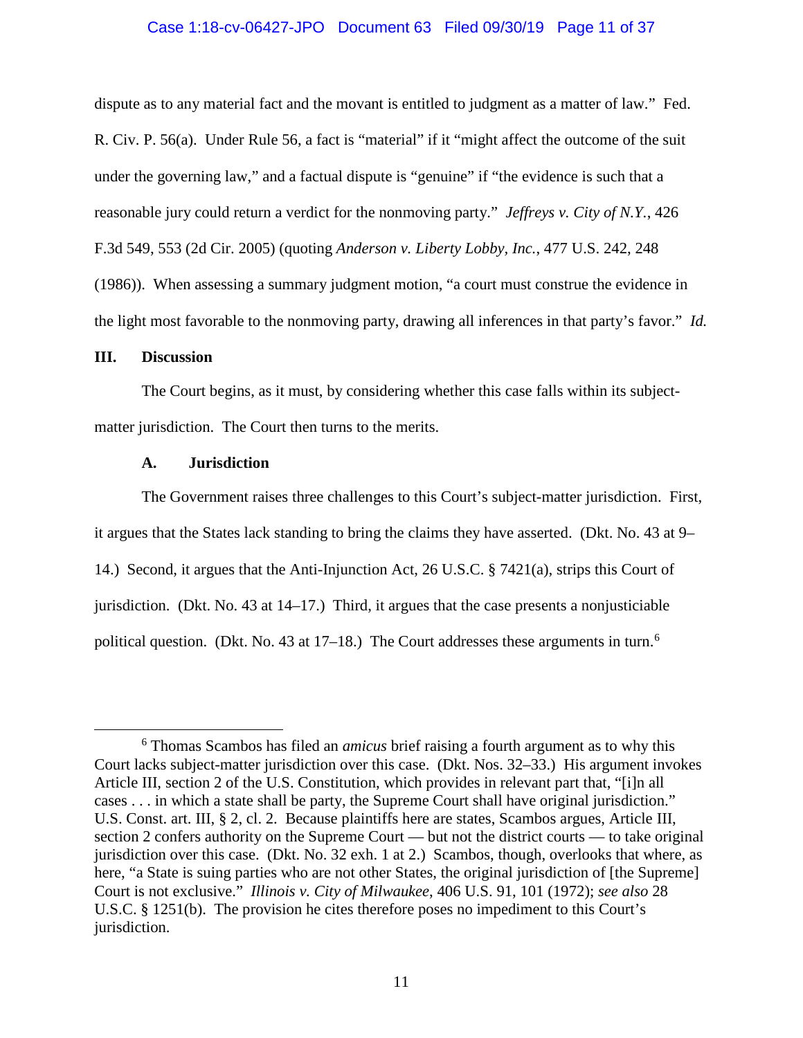dispute as to any material fact and the movant is entitled to judgment as a matter of law." Fed. R. Civ. P. 56(a). Under Rule 56, a fact is "material" if it "might affect the outcome of the suit under the governing law," and a factual dispute is "genuine" if "the evidence is such that a reasonable jury could return a verdict for the nonmoving party." *Jeffreys v. City of N.Y.*, 426 F.3d 549, 553 (2d Cir. 2005) (quoting *Anderson v. Liberty Lobby, Inc.*, 477 U.S. 242, 248 (1986)). When assessing a summary judgment motion, "a court must construe the evidence in the light most favorable to the nonmoving party, drawing all inferences in that party's favor." *Id.*

## III. Discussion

The Court begins, as it must, by considering whether this case falls within its subject-matter jurisdiction. The Court then turns to the merits.

### A. Jurisdiction

The Government raises three challenges to this Court's subject-matter jurisdiction. First, it argues that the States lack standing to bring the claims they have asserted. (Dkt. No. 43 at 9–14.) Second, it argues that the Anti-Injunction Act, 26 U.S.C. § 7421(a), strips this Court of jurisdiction. (Dkt. No. 43 at 14–17.) Third, it argues that the case presents a nonjusticiable political question. (Dkt. No. 43 at 17–18.) The Court addresses these arguments in turn.[6]

---

[6] Thomas Scambos has filed an *amicus* brief raising a fourth argument as to why this Court lacks subject-matter jurisdiction over this case. (Dkt. Nos. 32–33.) His argument invokes Article III, section 2 of the U.S. Constitution, which provides in relevant part that, "[i]n all cases . . . in which a state shall be party, the Supreme Court shall have original jurisdiction." U.S. Const. art. III, § 2, cl. 2. Because plaintiffs here are states, Scambos argues, Article III, section 2 confers authority on the Supreme Court — but not the district courts — to take original jurisdiction over this case. (Dkt. No. 32 exh. 1 at 2.) Scambos, though, overlooks that where, as here, "a State is suing parties who are not other States, the original jurisdiction of [the Supreme] Court is not exclusive." *Illinois v. City of Milwaukee*, 406 U.S. 91, 101 (1972); *see also* 28 U.S.C. § 1251(b). The provision he cites therefore poses no impediment to this Court's jurisdiction.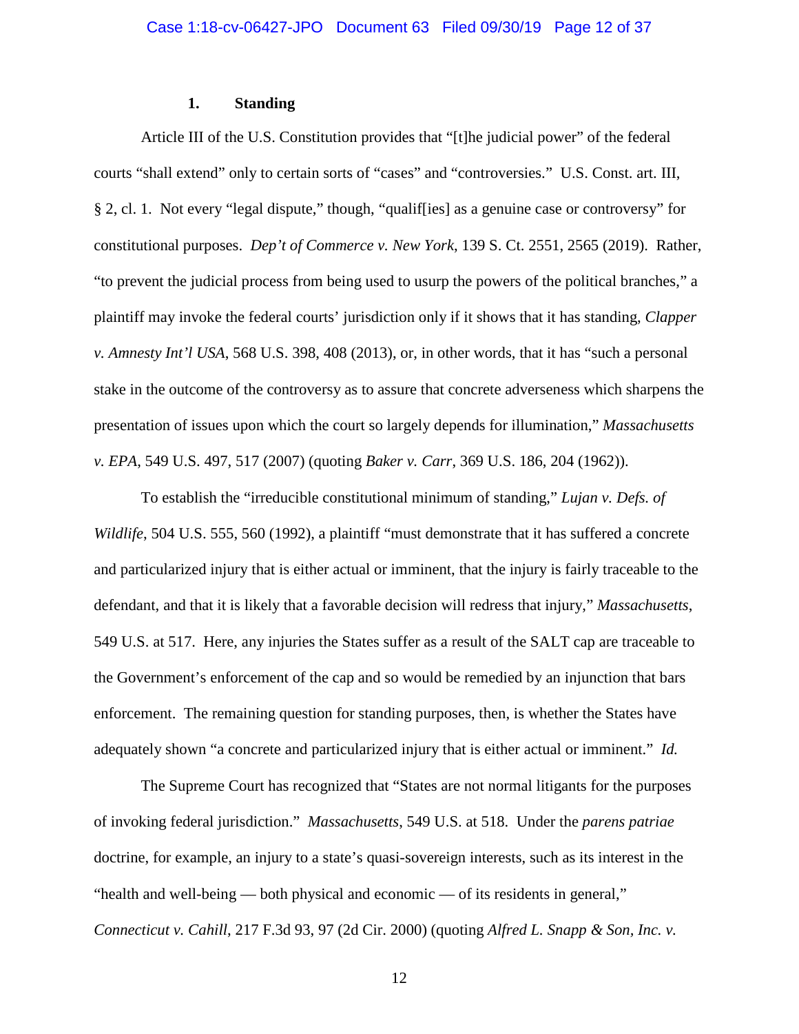### 1. Standing

Article III of the U.S. Constitution provides that "[t]he judicial power" of the federal courts "shall extend" only to certain sorts of "cases" and "controversies." U.S. Const. art. III, § 2, cl. 1. Not every "legal dispute," though, "qualif[ies] as a genuine case or controversy" for constitutional purposes. *Dep't of Commerce v. New York*, 139 S. Ct. 2551, 2565 (2019). Rather, "to prevent the judicial process from being used to usurp the powers of the political branches," a plaintiff may invoke the federal courts' jurisdiction only if it shows that it has standing, *Clapper v. Amnesty Int'l USA*, 568 U.S. 398, 408 (2013), or, in other words, that it has "such a personal stake in the outcome of the controversy as to assure that concrete adverseness which sharpens the presentation of issues upon which the court so largely depends for illumination," *Massachusetts v. EPA*, 549 U.S. 497, 517 (2007) (quoting *Baker v. Carr*, 369 U.S. 186, 204 (1962)).

To establish the "irreducible constitutional minimum of standing," *Lujan v. Defs. of Wildlife*, 504 U.S. 555, 560 (1992), a plaintiff "must demonstrate that it has suffered a concrete and particularized injury that is either actual or imminent, that the injury is fairly traceable to the defendant, and that it is likely that a favorable decision will redress that injury," *Massachusetts*, 549 U.S. at 517. Here, any injuries the States suffer as a result of the SALT cap are traceable to the Government's enforcement of the cap and so would be remedied by an injunction that bars enforcement. The remaining question for standing purposes, then, is whether the States have adequately shown "a concrete and particularized injury that is either actual or imminent." *Id.*

The Supreme Court has recognized that "States are not normal litigants for the purposes of invoking federal jurisdiction." *Massachusetts*, 549 U.S. at 518. Under the *parens patriae* doctrine, for example, an injury to a state's quasi-sovereign interests, such as its interest in the "health and well-being — both physical and economic — of its residents in general," *Connecticut v. Cahill*, 217 F.3d 93, 97 (2d Cir. 2000) (quoting *Alfred L. Snapp & Son, Inc. v.*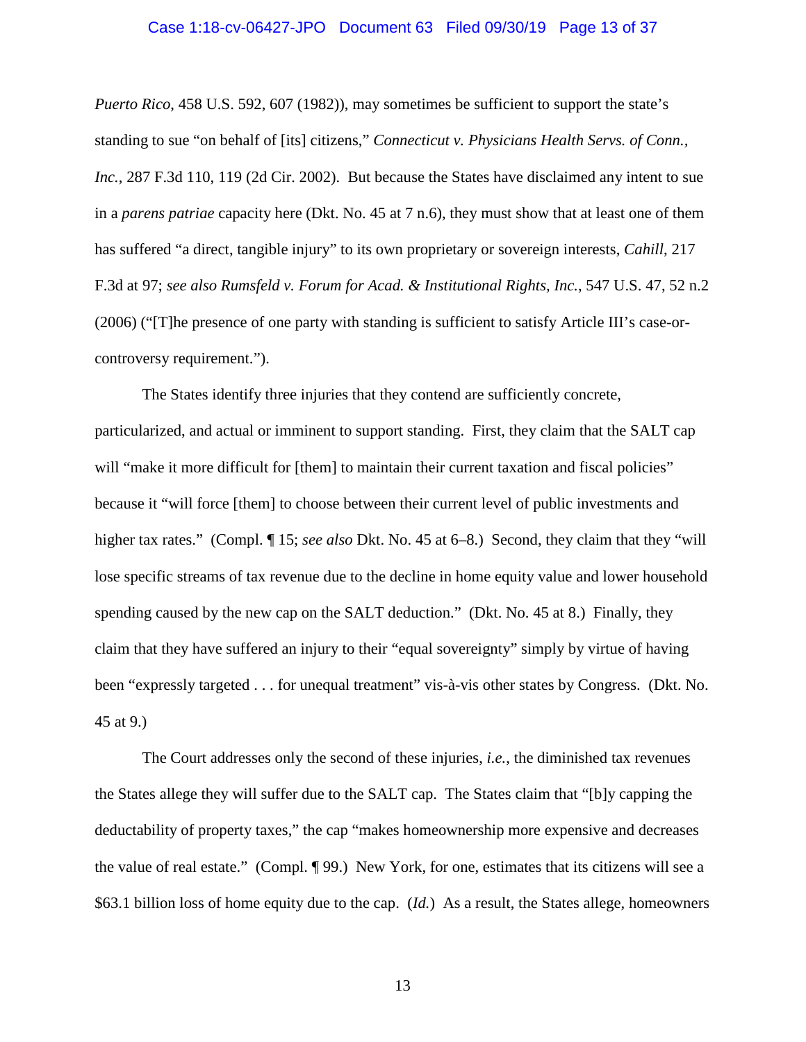*Puerto Rico*, 458 U.S. 592, 607 (1982)), may sometimes be sufficient to support the state's standing to sue "on behalf of [its] citizens," *Connecticut v. Physicians Health Servs. of Conn., Inc.*, 287 F.3d 110, 119 (2d Cir. 2002). But because the States have disclaimed any intent to sue in a *parens patriae* capacity here (Dkt. No. 45 at 7 n.6), they must show that at least one of them has suffered "a direct, tangible injury" to its own proprietary or sovereign interests, *Cahill*, 217 F.3d at 97; *see also Rumsfeld v. Forum for Acad. & Institutional Rights, Inc.*, 547 U.S. 47, 52 n.2 (2006) ("[T]he presence of one party with standing is sufficient to satisfy Article III's case-or-controversy requirement.").

The States identify three injuries that they contend are sufficiently concrete, particularized, and actual or imminent to support standing. First, they claim that the SALT cap will "make it more difficult for [them] to maintain their current taxation and fiscal policies" because it "will force [them] to choose between their current level of public investments and higher tax rates." (Compl. ¶ 15; *see also* Dkt. No. 45 at 6–8.) Second, they claim that they "will lose specific streams of tax revenue due to the decline in home equity value and lower household spending caused by the new cap on the SALT deduction." (Dkt. No. 45 at 8.) Finally, they claim that they have suffered an injury to their "equal sovereignty" simply by virtue of having been "expressly targeted . . . for unequal treatment" vis-à-vis other states by Congress. (Dkt. No. 45 at 9.)

The Court addresses only the second of these injuries, *i.e.*, the diminished tax revenues the States allege they will suffer due to the SALT cap. The States claim that "[b]y capping the deductability of property taxes," the cap "makes homeownership more expensive and decreases the value of real estate." (Compl. ¶ 99.) New York, for one, estimates that its citizens will see a $63.1 billion loss of home equity due to the cap. (*Id.*) As a result, the States allege, homeowners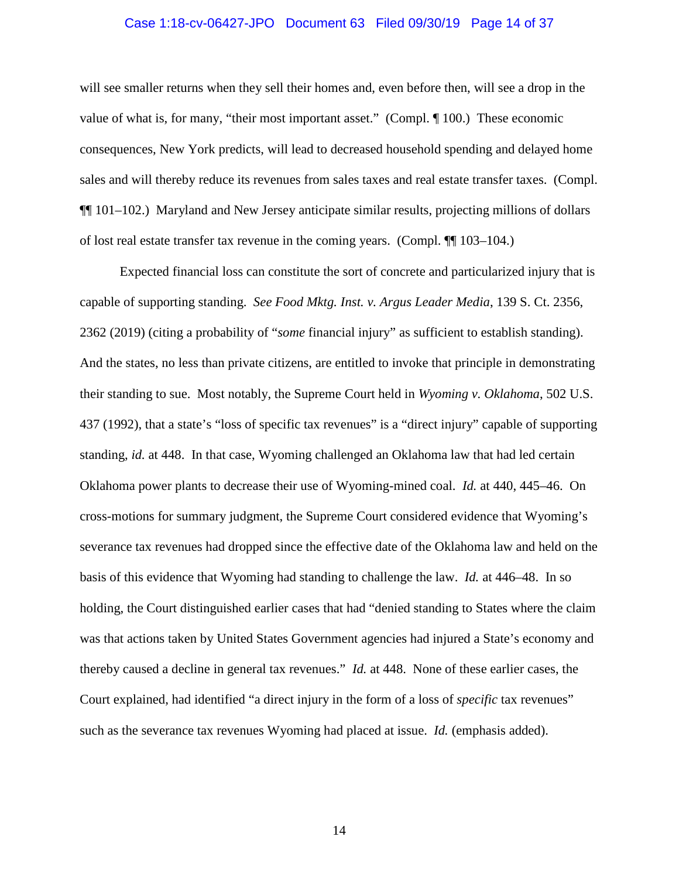will see smaller returns when they sell their homes and, even before then, will see a drop in the value of what is, for many, "their most important asset." (Compl. ¶ 100.) These economic consequences, New York predicts, will lead to decreased household spending and delayed home sales and will thereby reduce its revenues from sales taxes and real estate transfer taxes. (Compl. ¶¶ 101–102.) Maryland and New Jersey anticipate similar results, projecting millions of dollars of lost real estate transfer tax revenue in the coming years. (Compl. ¶¶ 103–104.)

Expected financial loss can constitute the sort of concrete and particularized injury that is capable of supporting standing. *See Food Mktg. Inst. v. Argus Leader Media*, 139 S. Ct. 2356, 2362 (2019) (citing a probability of "*some* financial injury" as sufficient to establish standing). And the states, no less than private citizens, are entitled to invoke that principle in demonstrating their standing to sue. Most notably, the Supreme Court held in *Wyoming v. Oklahoma*, 502 U.S. 437 (1992), that a state's "loss of specific tax revenues" is a "direct injury" capable of supporting standing, *id.* at 448. In that case, Wyoming challenged an Oklahoma law that had led certain Oklahoma power plants to decrease their use of Wyoming-mined coal. *Id.* at 440, 445–46. On cross-motions for summary judgment, the Supreme Court considered evidence that Wyoming's severance tax revenues had dropped since the effective date of the Oklahoma law and held on the basis of this evidence that Wyoming had standing to challenge the law. *Id.* at 446–48. In so holding, the Court distinguished earlier cases that had "denied standing to States where the claim was that actions taken by United States Government agencies had injured a State's economy and thereby caused a decline in general tax revenues." *Id.* at 448. None of these earlier cases, the Court explained, had identified "a direct injury in the form of a loss of *specific* tax revenues" such as the severance tax revenues Wyoming had placed at issue. *Id.* (emphasis added).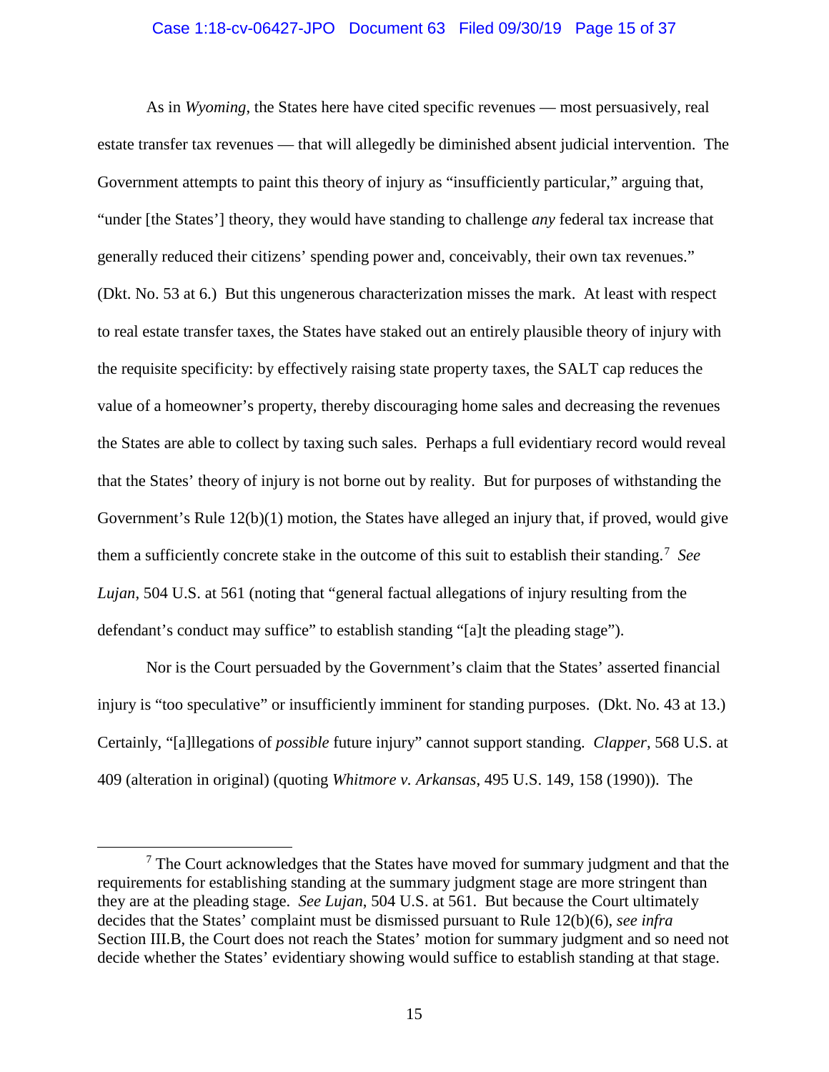As in *Wyoming*, the States here have cited specific revenues — most persuasively, real estate transfer tax revenues — that will allegedly be diminished absent judicial intervention. The Government attempts to paint this theory of injury as "insufficiently particular," arguing that, "under [the States'] theory, they would have standing to challenge *any* federal tax increase that generally reduced their citizens' spending power and, conceivably, their own tax revenues." (Dkt. No. 53 at 6.) But this ungenerous characterization misses the mark. At least with respect to real estate transfer taxes, the States have staked out an entirely plausible theory of injury with the requisite specificity: by effectively raising state property taxes, the SALT cap reduces the value of a homeowner's property, thereby discouraging home sales and decreasing the revenues the States are able to collect by taxing such sales. Perhaps a full evidentiary record would reveal that the States' theory of injury is not borne out by reality. But for purposes of withstanding the Government's Rule 12(b)(1) motion, the States have alleged an injury that, if proved, would give them a sufficiently concrete stake in the outcome of this suit to establish their standing.[7] *See Lujan*, 504 U.S. at 561 (noting that "general factual allegations of injury resulting from the defendant's conduct may suffice" to establish standing "[a]t the pleading stage").

Nor is the Court persuaded by the Government's claim that the States' asserted financial injury is "too speculative" or insufficiently imminent for standing purposes. (Dkt. No. 43 at 13.) Certainly, "[a]llegations of *possible* future injury" cannot support standing. *Clapper*, 568 U.S. at 409 (alteration in original) (quoting *Whitmore v. Arkansas*, 495 U.S. 149, 158 (1990)). The

---

[7] The Court acknowledges that the States have moved for summary judgment and that the requirements for establishing standing at the summary judgment stage are more stringent than they are at the pleading stage. *See Lujan*, 504 U.S. at 561. But because the Court ultimately decides that the States' complaint must be dismissed pursuant to Rule 12(b)(6), *see infra* Section III.B, the Court does not reach the States' motion for summary judgment and so need not decide whether the States' evidentiary showing would suffice to establish standing at that stage.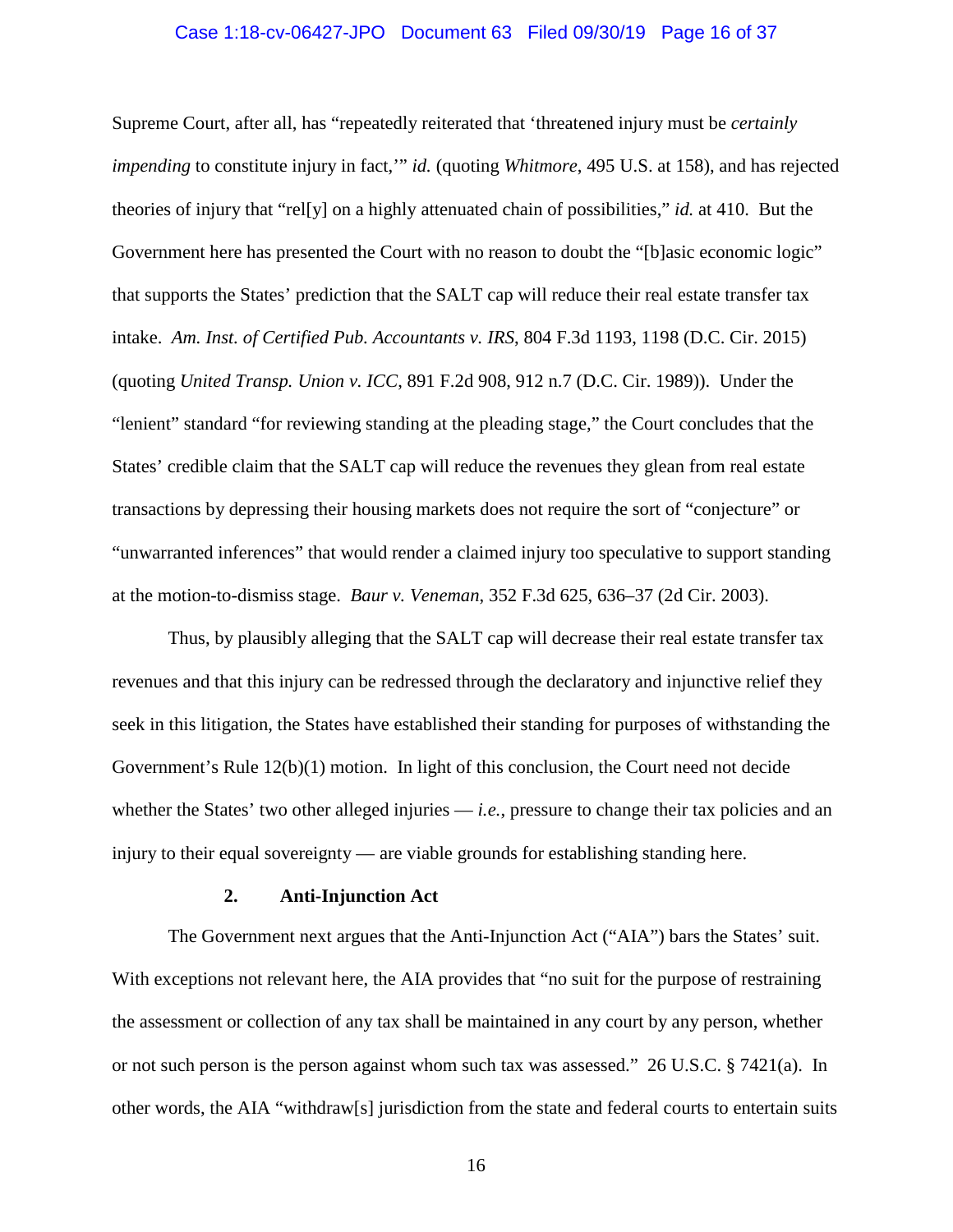Supreme Court, after all, has "repeatedly reiterated that 'threatened injury must be *certainly impending* to constitute injury in fact,'" *id.* (quoting *Whitmore*, 495 U.S. at 158), and has rejected theories of injury that "rel[y] on a highly attenuated chain of possibilities," *id.* at 410. But the Government here has presented the Court with no reason to doubt the "[b]asic economic logic" that supports the States' prediction that the SALT cap will reduce their real estate transfer tax intake. *Am. Inst. of Certified Pub. Accountants v. IRS*, 804 F.3d 1193, 1198 (D.C. Cir. 2015) (quoting *United Transp. Union v. ICC*, 891 F.2d 908, 912 n.7 (D.C. Cir. 1989)). Under the "lenient" standard "for reviewing standing at the pleading stage," the Court concludes that the States' credible claim that the SALT cap will reduce the revenues they glean from real estate transactions by depressing their housing markets does not require the sort of "conjecture" or "unwarranted inferences" that would render a claimed injury too speculative to support standing at the motion-to-dismiss stage. *Baur v. Veneman*, 352 F.3d 625, 636–37 (2d Cir. 2003).

Thus, by plausibly alleging that the SALT cap will decrease their real estate transfer tax revenues and that this injury can be redressed through the declaratory and injunctive relief they seek in this litigation, the States have established their standing for purposes of withstanding the Government's Rule 12(b)(1) motion. In light of this conclusion, the Court need not decide whether the States' two other alleged injuries — *i.e.*, pressure to change their tax policies and an injury to their equal sovereignty — are viable grounds for establishing standing here.

### 2. Anti-Injunction Act

The Government next argues that the Anti-Injunction Act ("AIA") bars the States' suit. With exceptions not relevant here, the AIA provides that "no suit for the purpose of restraining the assessment or collection of any tax shall be maintained in any court by any person, whether or not such person is the person against whom such tax was assessed." 26 U.S.C. § 7421(a). In other words, the AIA "withdraw[s] jurisdiction from the state and federal courts to entertain suits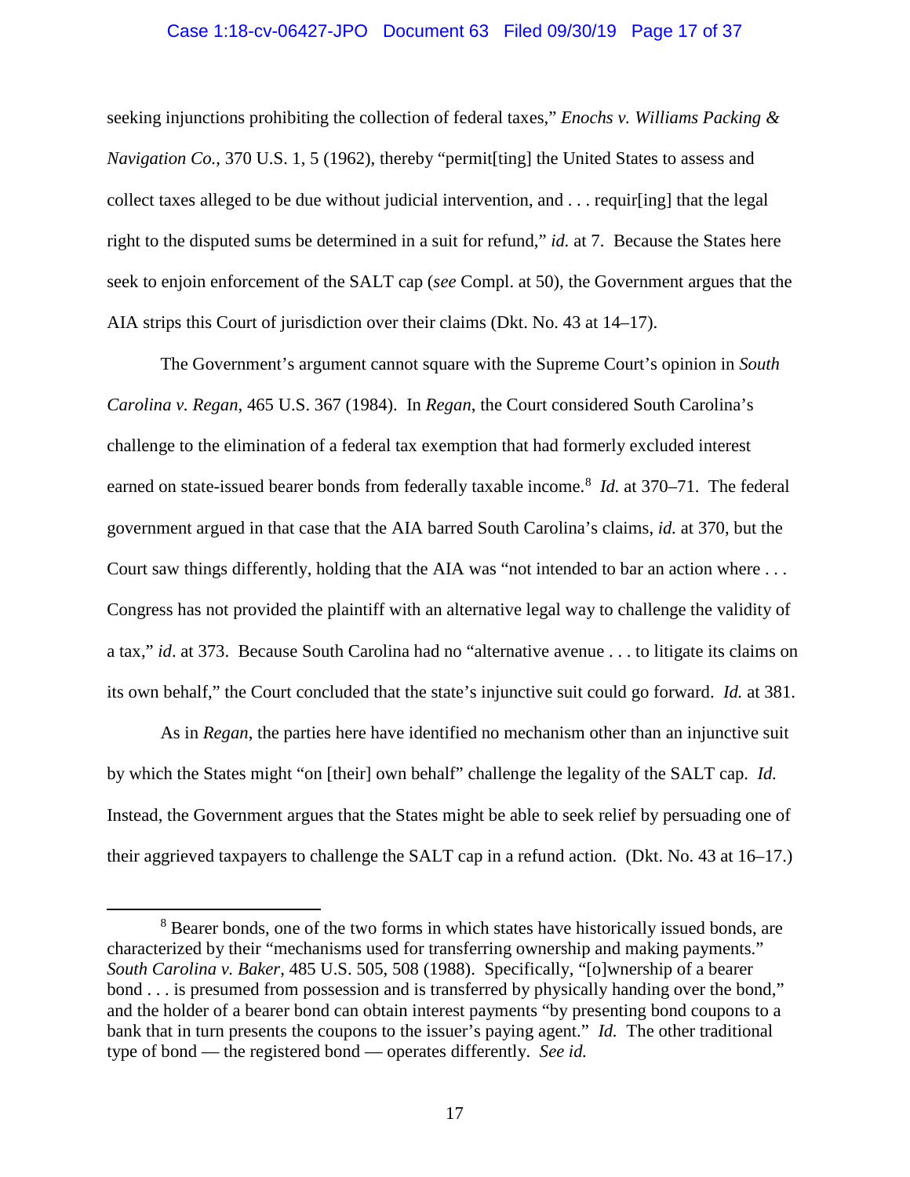seeking injunctions prohibiting the collection of federal taxes," *Enochs v. Williams Packing & Navigation Co.*, 370 U.S. 1, 5 (1962), thereby "permit[ting] the United States to assess and collect taxes alleged to be due without judicial intervention, and . . . requir[ing] that the legal right to the disputed sums be determined in a suit for refund," *id.* at 7. Because the States here seek to enjoin enforcement of the SALT cap (*see* Compl. at 50), the Government argues that the AIA strips this Court of jurisdiction over their claims (Dkt. No. 43 at 14–17).

The Government's argument cannot square with the Supreme Court's opinion in *South Carolina v. Regan*, 465 U.S. 367 (1984). In *Regan*, the Court considered South Carolina's challenge to the elimination of a federal tax exemption that had formerly excluded interest earned on state-issued bearer bonds from federally taxable income.[8] *Id.* at 370–71. The federal government argued in that case that the AIA barred South Carolina's claims, *id.* at 370, but the Court saw things differently, holding that the AIA was "not intended to bar an action where . . . Congress has not provided the plaintiff with an alternative legal way to challenge the validity of a tax," *id*. at 373. Because South Carolina had no "alternative avenue . . . to litigate its claims on its own behalf," the Court concluded that the state's injunctive suit could go forward. *Id.* at 381.

As in *Regan*, the parties here have identified no mechanism other than an injunctive suit by which the States might "on [their] own behalf" challenge the legality of the SALT cap. *Id.* Instead, the Government argues that the States might be able to seek relief by persuading one of their aggrieved taxpayers to challenge the SALT cap in a refund action. (Dkt. No. 43 at 16–17.)

---

[8] Bearer bonds, one of the two forms in which states have historically issued bonds, are characterized by their "mechanisms used for transferring ownership and making payments." *South Carolina v. Baker*, 485 U.S. 505, 508 (1988). Specifically, "[o]wnership of a bearer bond . . . is presumed from possession and is transferred by physically handing over the bond," and the holder of a bearer bond can obtain interest payments "by presenting bond coupons to a bank that in turn presents the coupons to the issuer's paying agent." *Id.* The other traditional type of bond — the registered bond — operates differently. *See id.*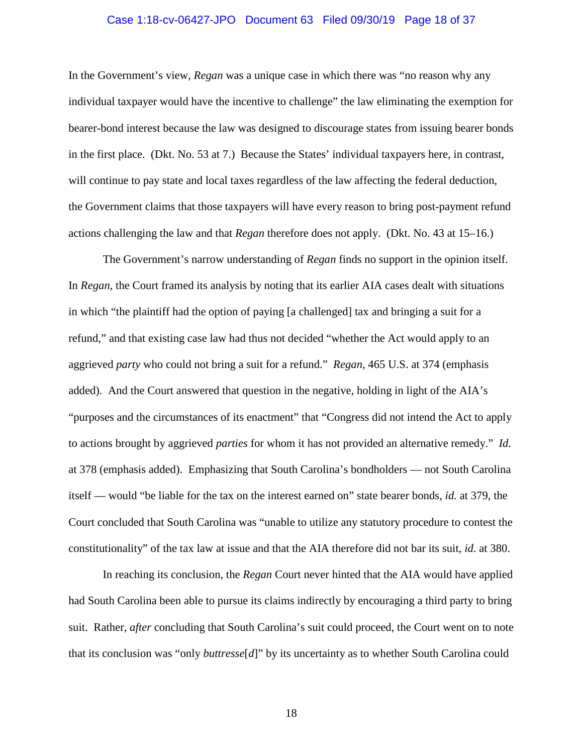In the Government's view, *Regan* was a unique case in which there was "no reason why any individual taxpayer would have the incentive to challenge" the law eliminating the exemption for bearer-bond interest because the law was designed to discourage states from issuing bearer bonds in the first place. (Dkt. No. 53 at 7.) Because the States' individual taxpayers here, in contrast, will continue to pay state and local taxes regardless of the law affecting the federal deduction, the Government claims that those taxpayers will have every reason to bring post-payment refund actions challenging the law and that *Regan* therefore does not apply. (Dkt. No. 43 at 15–16.)

The Government's narrow understanding of *Regan* finds no support in the opinion itself. In *Regan*, the Court framed its analysis by noting that its earlier AIA cases dealt with situations in which "the plaintiff had the option of paying [a challenged] tax and bringing a suit for a refund," and that existing case law had thus not decided "whether the Act would apply to an aggrieved *party* who could not bring a suit for a refund." *Regan*, 465 U.S. at 374 (emphasis added). And the Court answered that question in the negative, holding in light of the AIA's "purposes and the circumstances of its enactment" that "Congress did not intend the Act to apply to actions brought by aggrieved *parties* for whom it has not provided an alternative remedy." *Id.* at 378 (emphasis added). Emphasizing that South Carolina's bondholders — not South Carolina itself — would "be liable for the tax on the interest earned on" state bearer bonds, *id.* at 379, the Court concluded that South Carolina was "unable to utilize any statutory procedure to contest the constitutionality" of the tax law at issue and that the AIA therefore did not bar its suit, *id.* at 380.

In reaching its conclusion, the *Regan* Court never hinted that the AIA would have applied had South Carolina been able to pursue its claims indirectly by encouraging a third party to bring suit. Rather, *after* concluding that South Carolina's suit could proceed, the Court went on to note that its conclusion was "only *buttresse*[*d*]" by its uncertainty as to whether South Carolina could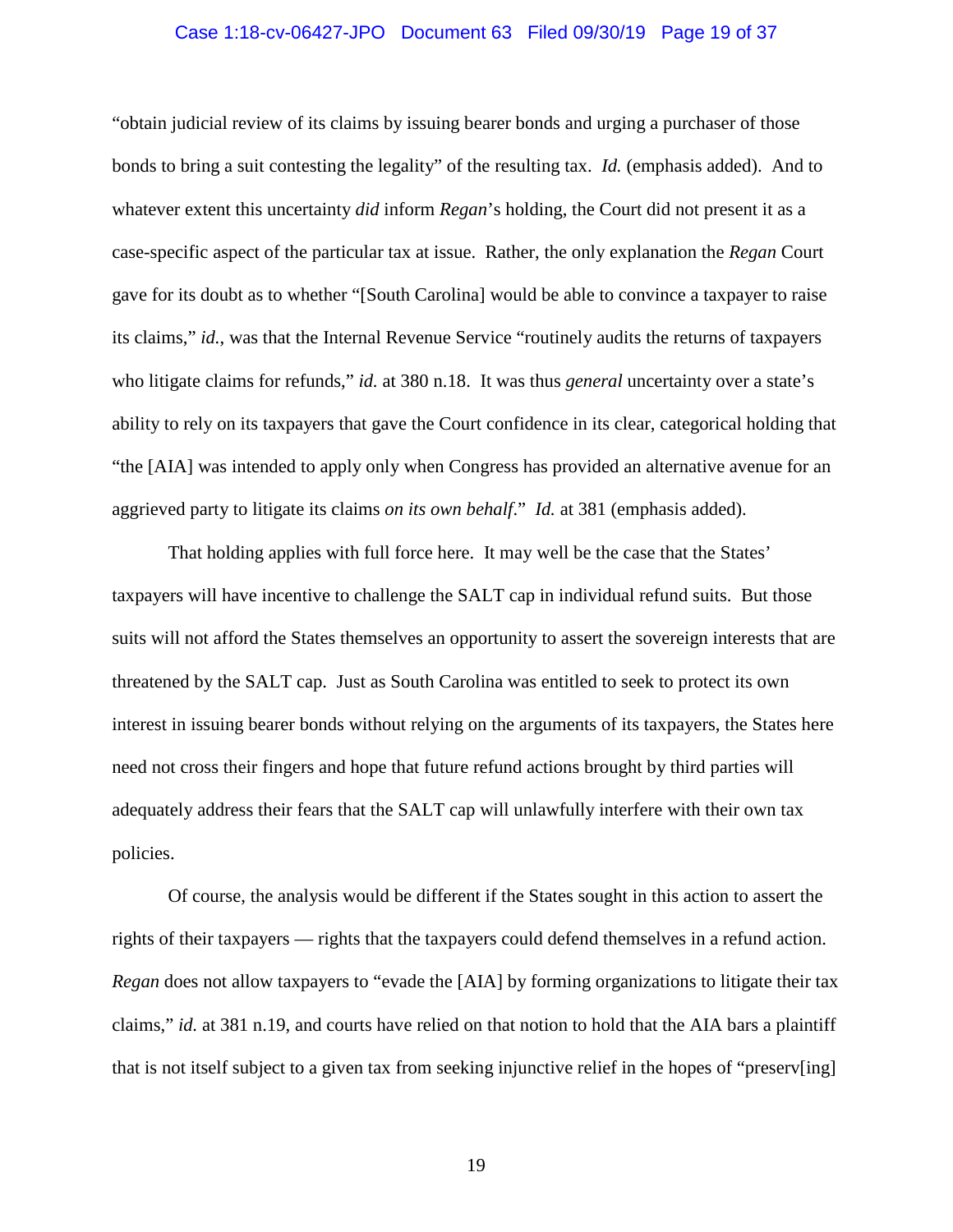"obtain judicial review of its claims by issuing bearer bonds and urging a purchaser of those bonds to bring a suit contesting the legality" of the resulting tax. *Id.* (emphasis added). And to whatever extent this uncertainty *did* inform *Regan*'s holding, the Court did not present it as a case-specific aspect of the particular tax at issue. Rather, the only explanation the *Regan* Court gave for its doubt as to whether "[South Carolina] would be able to convince a taxpayer to raise its claims," *id.*, was that the Internal Revenue Service "routinely audits the returns of taxpayers who litigate claims for refunds," *id.* at 380 n.18. It was thus *general* uncertainty over a state's ability to rely on its taxpayers that gave the Court confidence in its clear, categorical holding that "the [AIA] was intended to apply only when Congress has provided an alternative avenue for an aggrieved party to litigate its claims *on its own behalf*." *Id.* at 381 (emphasis added).

That holding applies with full force here. It may well be the case that the States' taxpayers will have incentive to challenge the SALT cap in individual refund suits. But those suits will not afford the States themselves an opportunity to assert the sovereign interests that are threatened by the SALT cap. Just as South Carolina was entitled to seek to protect its own interest in issuing bearer bonds without relying on the arguments of its taxpayers, the States here need not cross their fingers and hope that future refund actions brought by third parties will adequately address their fears that the SALT cap will unlawfully interfere with their own tax policies.

Of course, the analysis would be different if the States sought in this action to assert the rights of their taxpayers — rights that the taxpayers could defend themselves in a refund action. *Regan* does not allow taxpayers to "evade the [AIA] by forming organizations to litigate their tax claims," *id.* at 381 n.19, and courts have relied on that notion to hold that the AIA bars a plaintiff that is not itself subject to a given tax from seeking injunctive relief in the hopes of "preserv[ing]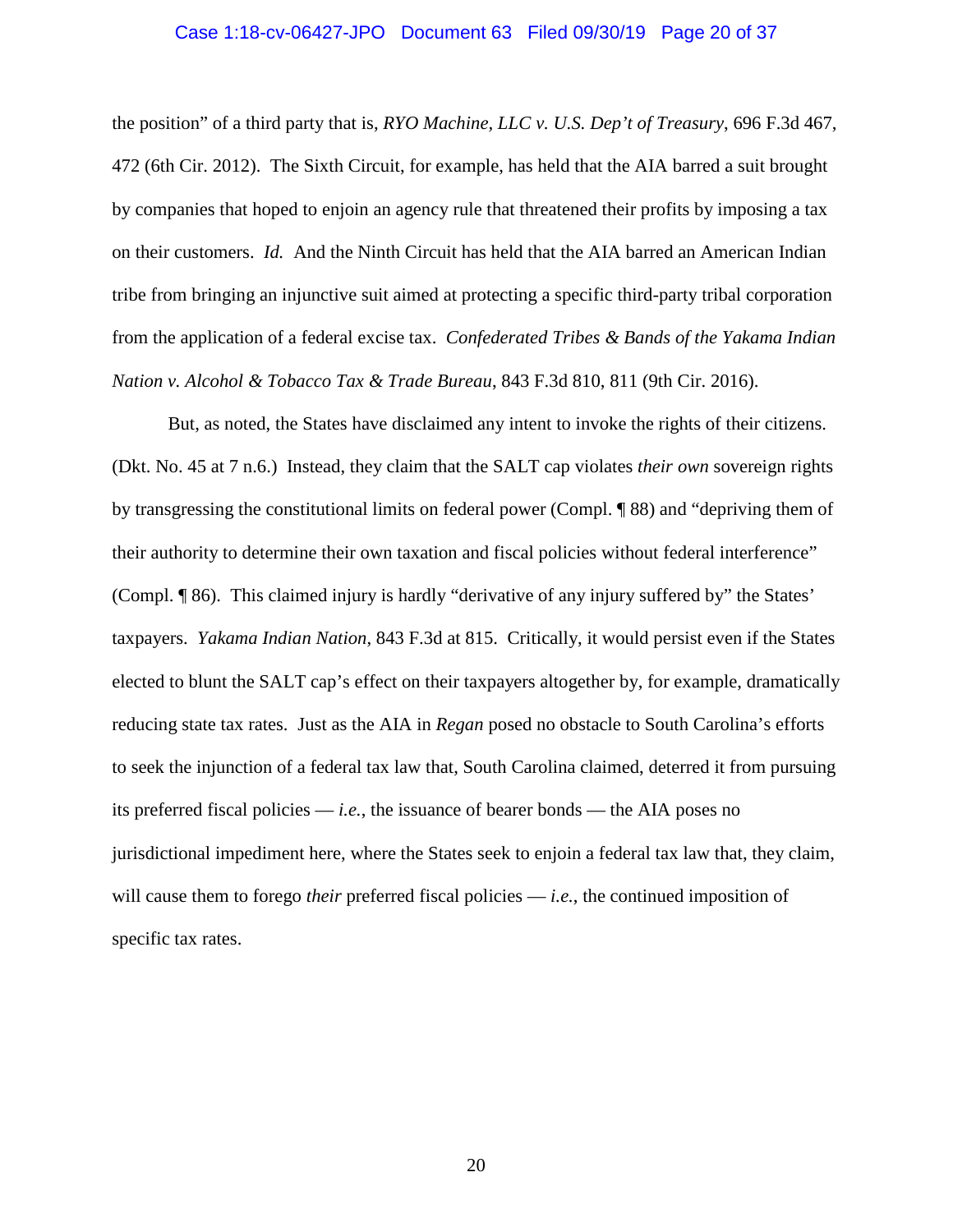the position" of a third party that is, *RYO Machine, LLC v. U.S. Dep't of Treasury*, 696 F.3d 467, 472 (6th Cir. 2012). The Sixth Circuit, for example, has held that the AIA barred a suit brought by companies that hoped to enjoin an agency rule that threatened their profits by imposing a tax on their customers. *Id.* And the Ninth Circuit has held that the AIA barred an American Indian tribe from bringing an injunctive suit aimed at protecting a specific third-party tribal corporation from the application of a federal excise tax. *Confederated Tribes & Bands of the Yakama Indian Nation v. Alcohol & Tobacco Tax & Trade Bureau*, 843 F.3d 810, 811 (9th Cir. 2016).

But, as noted, the States have disclaimed any intent to invoke the rights of their citizens. (Dkt. No. 45 at 7 n.6.) Instead, they claim that the SALT cap violates *their own* sovereign rights by transgressing the constitutional limits on federal power (Compl. ¶ 88) and "depriving them of their authority to determine their own taxation and fiscal policies without federal interference" (Compl. ¶ 86). This claimed injury is hardly "derivative of any injury suffered by" the States' taxpayers. *Yakama Indian Nation*, 843 F.3d at 815. Critically, it would persist even if the States elected to blunt the SALT cap's effect on their taxpayers altogether by, for example, dramatically reducing state tax rates. Just as the AIA in *Regan* posed no obstacle to South Carolina's efforts to seek the injunction of a federal tax law that, South Carolina claimed, deterred it from pursuing its preferred fiscal policies — *i.e.*, the issuance of bearer bonds — the AIA poses no jurisdictional impediment here, where the States seek to enjoin a federal tax law that, they claim, will cause them to forego *their* preferred fiscal policies — *i.e.*, the continued imposition of specific tax rates.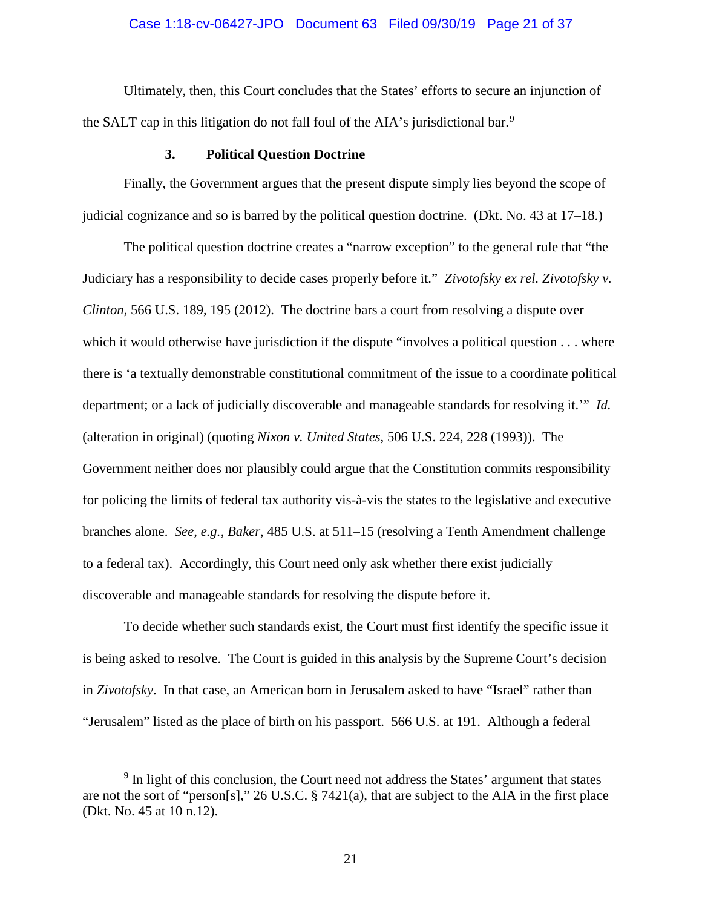Ultimately, then, this Court concludes that the States' efforts to secure an injunction of the SALT cap in this litigation do not fall foul of the AIA's jurisdictional bar.[9]

### 3. Political Question Doctrine

Finally, the Government argues that the present dispute simply lies beyond the scope of judicial cognizance and so is barred by the political question doctrine. (Dkt. No. 43 at 17–18.)

The political question doctrine creates a "narrow exception" to the general rule that "the Judiciary has a responsibility to decide cases properly before it." *Zivotofsky ex rel. Zivotofsky v. Clinton*, 566 U.S. 189, 195 (2012). The doctrine bars a court from resolving a dispute over which it would otherwise have jurisdiction if the dispute "involves a political question . . . where there is 'a textually demonstrable constitutional commitment of the issue to a coordinate political department; or a lack of judicially discoverable and manageable standards for resolving it.'" *Id.* (alteration in original) (quoting *Nixon v. United States*, 506 U.S. 224, 228 (1993)). The Government neither does nor plausibly could argue that the Constitution commits responsibility for policing the limits of federal tax authority vis-à-vis the states to the legislative and executive branches alone. *See, e.g.*, *Baker*, 485 U.S. at 511–15 (resolving a Tenth Amendment challenge to a federal tax). Accordingly, this Court need only ask whether there exist judicially discoverable and manageable standards for resolving the dispute before it.

To decide whether such standards exist, the Court must first identify the specific issue it is being asked to resolve. The Court is guided in this analysis by the Supreme Court's decision in *Zivotofsky*. In that case, an American born in Jerusalem asked to have "Israel" rather than "Jerusalem" listed as the place of birth on his passport. 566 U.S. at 191. Although a federal

---

[9] In light of this conclusion, the Court need not address the States' argument that states are not the sort of "person[s]," 26 U.S.C. § 7421(a), that are subject to the AIA in the first place (Dkt. No. 45 at 10 n.12).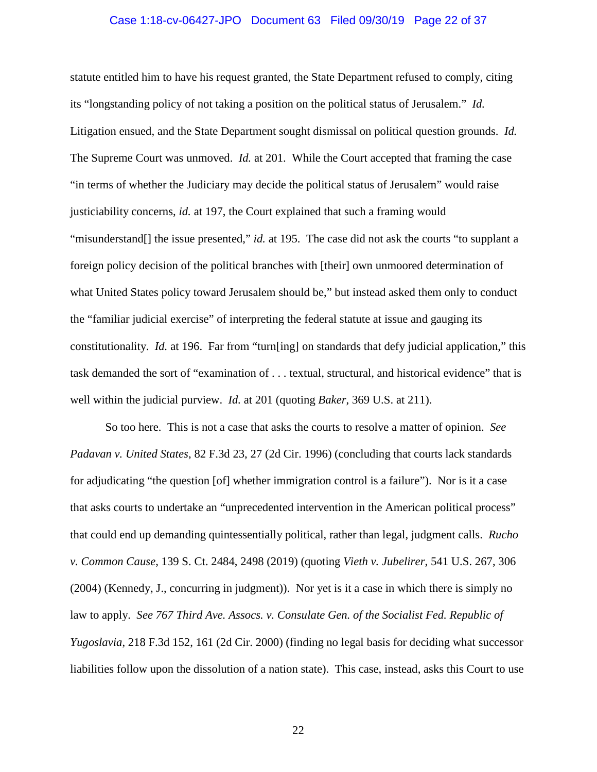statute entitled him to have his request granted, the State Department refused to comply, citing its "longstanding policy of not taking a position on the political status of Jerusalem." *Id.* Litigation ensued, and the State Department sought dismissal on political question grounds. *Id.* The Supreme Court was unmoved. *Id.* at 201. While the Court accepted that framing the case "in terms of whether the Judiciary may decide the political status of Jerusalem" would raise justiciability concerns, *id.* at 197, the Court explained that such a framing would "misunderstand[] the issue presented," *id.* at 195. The case did not ask the courts "to supplant a foreign policy decision of the political branches with [their] own unmoored determination of what United States policy toward Jerusalem should be," but instead asked them only to conduct the "familiar judicial exercise" of interpreting the federal statute at issue and gauging its constitutionality. *Id.* at 196. Far from "turn[ing] on standards that defy judicial application," this task demanded the sort of "examination of . . . textual, structural, and historical evidence" that is well within the judicial purview. *Id.* at 201 (quoting *Baker*, 369 U.S. at 211).

So too here. This is not a case that asks the courts to resolve a matter of opinion. *See Padavan v. United States*, 82 F.3d 23, 27 (2d Cir. 1996) (concluding that courts lack standards for adjudicating "the question [of] whether immigration control is a failure"). Nor is it a case that asks courts to undertake an "unprecedented intervention in the American political process" that could end up demanding quintessentially political, rather than legal, judgment calls. *Rucho v. Common Cause*, 139 S. Ct. 2484, 2498 (2019) (quoting *Vieth v. Jubelirer*, 541 U.S. 267, 306 (2004) (Kennedy, J., concurring in judgment)). Nor yet is it a case in which there is simply no law to apply. *See 767 Third Ave. Assocs. v. Consulate Gen. of the Socialist Fed. Republic of Yugoslavia*, 218 F.3d 152, 161 (2d Cir. 2000) (finding no legal basis for deciding what successor liabilities follow upon the dissolution of a nation state). This case, instead, asks this Court to use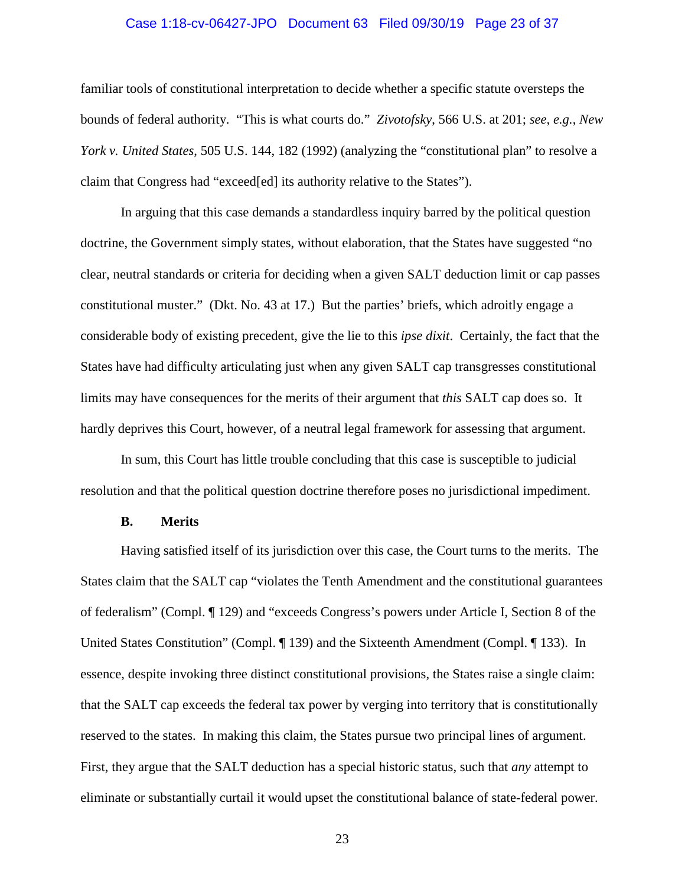familiar tools of constitutional interpretation to decide whether a specific statute oversteps the bounds of federal authority. "This is what courts do." *Zivotofsky*, 566 U.S. at 201; *see, e.g.*, *New York v. United States*, 505 U.S. 144, 182 (1992) (analyzing the "constitutional plan" to resolve a claim that Congress had "exceed[ed] its authority relative to the States").

In arguing that this case demands a standardless inquiry barred by the political question doctrine, the Government simply states, without elaboration, that the States have suggested "no clear, neutral standards or criteria for deciding when a given SALT deduction limit or cap passes constitutional muster." (Dkt. No. 43 at 17.) But the parties' briefs, which adroitly engage a considerable body of existing precedent, give the lie to this *ipse dixit*. Certainly, the fact that the States have had difficulty articulating just when any given SALT cap transgresses constitutional limits may have consequences for the merits of their argument that *this* SALT cap does so. It hardly deprives this Court, however, of a neutral legal framework for assessing that argument.

In sum, this Court has little trouble concluding that this case is susceptible to judicial resolution and that the political question doctrine therefore poses no jurisdictional impediment.

### B. Merits

Having satisfied itself of its jurisdiction over this case, the Court turns to the merits. The States claim that the SALT cap "violates the Tenth Amendment and the constitutional guarantees of federalism" (Compl. ¶ 129) and "exceeds Congress's powers under Article I, Section 8 of the United States Constitution" (Compl. ¶ 139) and the Sixteenth Amendment (Compl. ¶ 133). In essence, despite invoking three distinct constitutional provisions, the States raise a single claim: that the SALT cap exceeds the federal tax power by verging into territory that is constitutionally reserved to the states. In making this claim, the States pursue two principal lines of argument. First, they argue that the SALT deduction has a special historic status, such that *any* attempt to eliminate or substantially curtail it would upset the constitutional balance of state-federal power.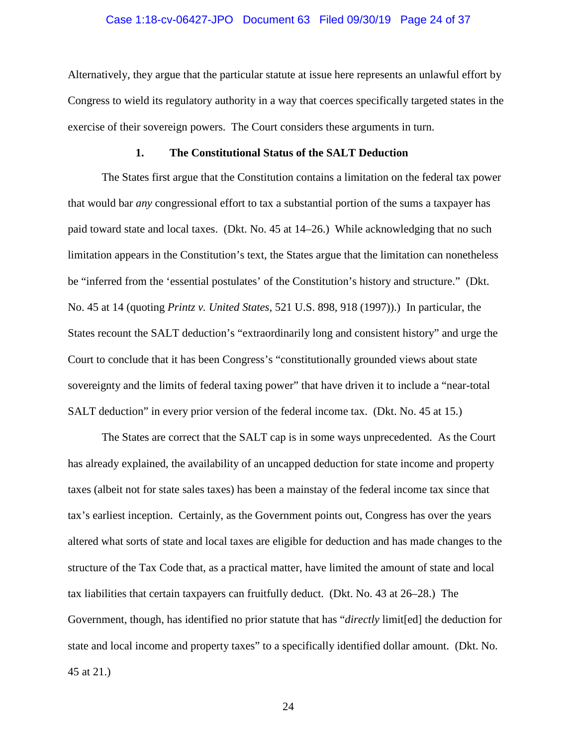Alternatively, they argue that the particular statute at issue here represents an unlawful effort by Congress to wield its regulatory authority in a way that coerces specifically targeted states in the exercise of their sovereign powers. The Court considers these arguments in turn.

### 1. The Constitutional Status of the SALT Deduction

The States first argue that the Constitution contains a limitation on the federal tax power that would bar *any* congressional effort to tax a substantial portion of the sums a taxpayer has paid toward state and local taxes. (Dkt. No. 45 at 14–26.) While acknowledging that no such limitation appears in the Constitution's text, the States argue that the limitation can nonetheless be "inferred from the 'essential postulates' of the Constitution's history and structure." (Dkt. No. 45 at 14 (quoting *Printz v. United States*, 521 U.S. 898, 918 (1997)).) In particular, the States recount the SALT deduction's "extraordinarily long and consistent history" and urge the Court to conclude that it has been Congress's "constitutionally grounded views about state sovereignty and the limits of federal taxing power" that have driven it to include a "near-total SALT deduction" in every prior version of the federal income tax. (Dkt. No. 45 at 15.)

The States are correct that the SALT cap is in some ways unprecedented. As the Court has already explained, the availability of an uncapped deduction for state income and property taxes (albeit not for state sales taxes) has been a mainstay of the federal income tax since that tax's earliest inception. Certainly, as the Government points out, Congress has over the years altered what sorts of state and local taxes are eligible for deduction and has made changes to the structure of the Tax Code that, as a practical matter, have limited the amount of state and local tax liabilities that certain taxpayers can fruitfully deduct. (Dkt. No. 43 at 26–28.) The Government, though, has identified no prior statute that has "*directly* limit[ed] the deduction for state and local income and property taxes" to a specifically identified dollar amount. (Dkt. No. 45 at 21.)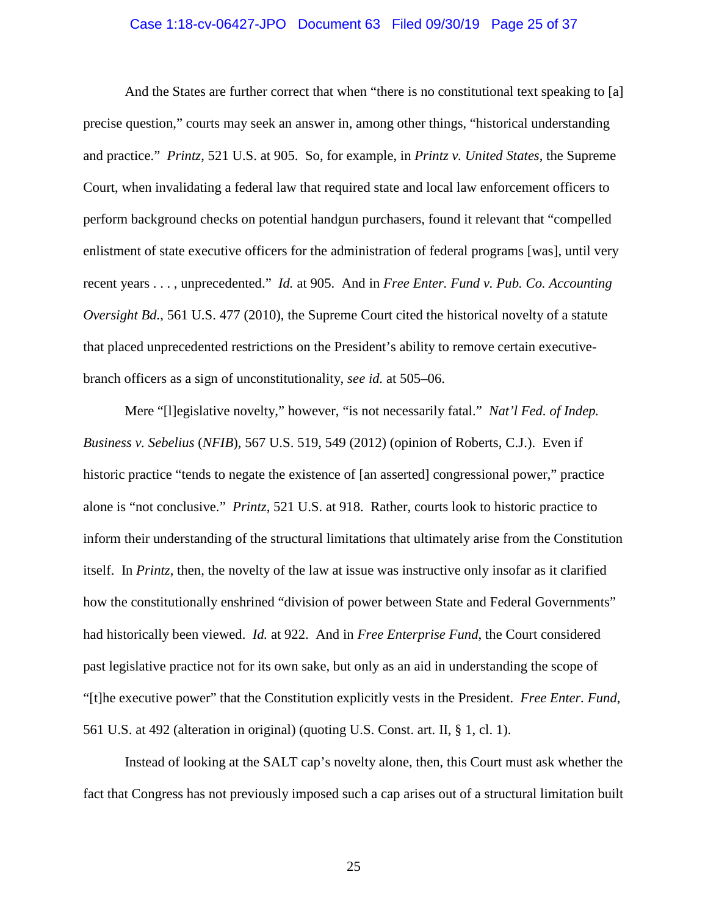And the States are further correct that when "there is no constitutional text speaking to [a] precise question," courts may seek an answer in, among other things, "historical understanding and practice." *Printz*, 521 U.S. at 905. So, for example, in *Printz v. United States*, the Supreme Court, when invalidating a federal law that required state and local law enforcement officers to perform background checks on potential handgun purchasers, found it relevant that "compelled enlistment of state executive officers for the administration of federal programs [was], until very recent years . . . , unprecedented." *Id.* at 905. And in *Free Enter. Fund v. Pub. Co. Accounting Oversight Bd.*, 561 U.S. 477 (2010), the Supreme Court cited the historical novelty of a statute that placed unprecedented restrictions on the President's ability to remove certain executive-branch officers as a sign of unconstitutionality, *see id.* at 505–06.

Mere "[l]egislative novelty," however, "is not necessarily fatal." *Nat'l Fed. of Indep. Business v. Sebelius* (*NFIB*), 567 U.S. 519, 549 (2012) (opinion of Roberts, C.J.). Even if historic practice "tends to negate the existence of [an asserted] congressional power," practice alone is "not conclusive." *Printz*, 521 U.S. at 918. Rather, courts look to historic practice to inform their understanding of the structural limitations that ultimately arise from the Constitution itself. In *Printz*, then, the novelty of the law at issue was instructive only insofar as it clarified how the constitutionally enshrined "division of power between State and Federal Governments" had historically been viewed. *Id.* at 922. And in *Free Enterprise Fund*, the Court considered past legislative practice not for its own sake, but only as an aid in understanding the scope of "[t]he executive power" that the Constitution explicitly vests in the President. *Free Enter. Fund*, 561 U.S. at 492 (alteration in original) (quoting U.S. Const. art. II, § 1, cl. 1).

Instead of looking at the SALT cap's novelty alone, then, this Court must ask whether the fact that Congress has not previously imposed such a cap arises out of a structural limitation built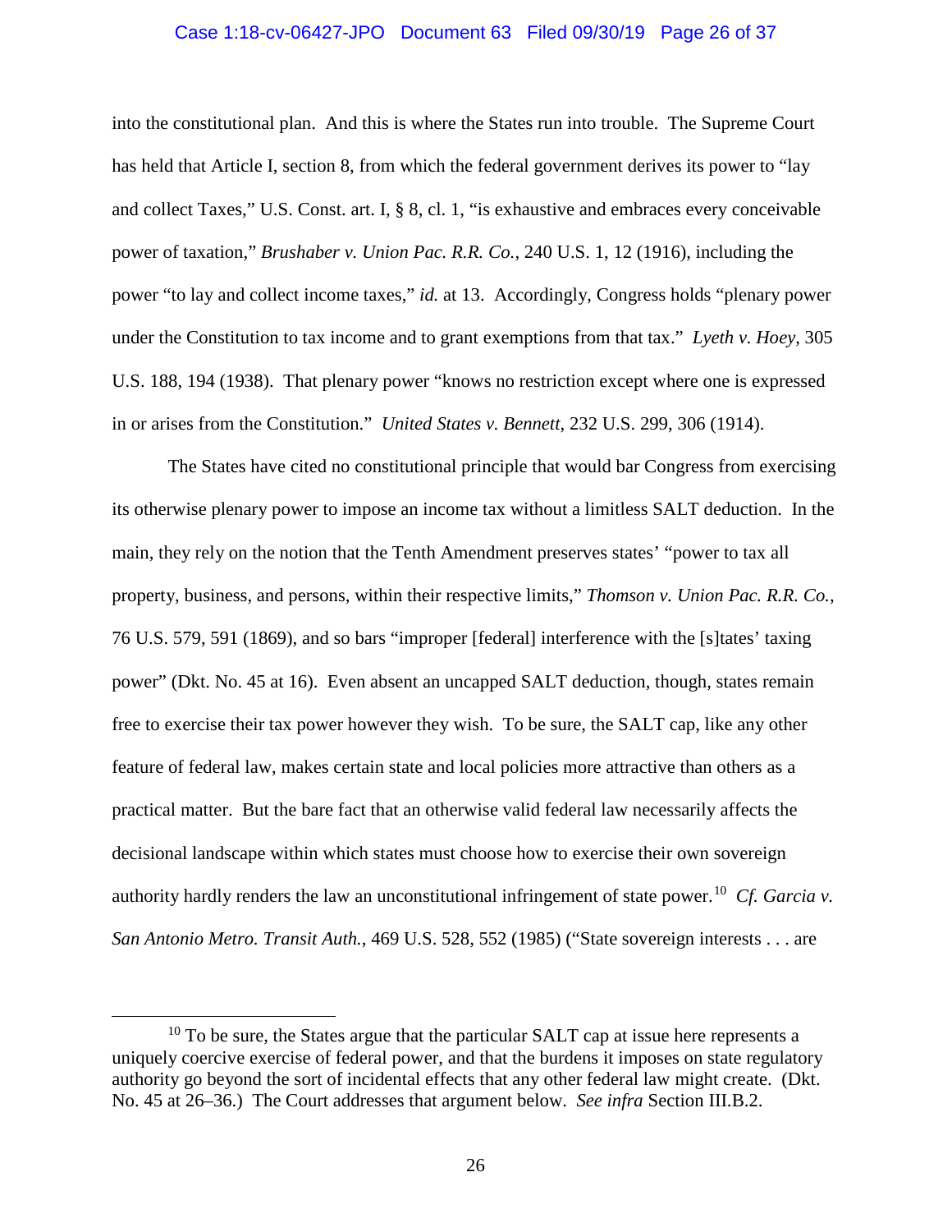into the constitutional plan. And this is where the States run into trouble. The Supreme Court has held that Article I, section 8, from which the federal government derives its power to "lay and collect Taxes," U.S. Const. art. I, § 8, cl. 1, "is exhaustive and embraces every conceivable power of taxation," *Brushaber v. Union Pac. R.R. Co.*, 240 U.S. 1, 12 (1916), including the power "to lay and collect income taxes," *id.* at 13. Accordingly, Congress holds "plenary power under the Constitution to tax income and to grant exemptions from that tax." *Lyeth v. Hoey*, 305 U.S. 188, 194 (1938). That plenary power "knows no restriction except where one is expressed in or arises from the Constitution." *United States v. Bennett*, 232 U.S. 299, 306 (1914).

The States have cited no constitutional principle that would bar Congress from exercising its otherwise plenary power to impose an income tax without a limitless SALT deduction. In the main, they rely on the notion that the Tenth Amendment preserves states' "power to tax all property, business, and persons, within their respective limits," *Thomson v. Union Pac. R.R. Co.*, 76 U.S. 579, 591 (1869), and so bars "improper [federal] interference with the [s]tates' taxing power" (Dkt. No. 45 at 16). Even absent an uncapped SALT deduction, though, states remain free to exercise their tax power however they wish. To be sure, the SALT cap, like any other feature of federal law, makes certain state and local policies more attractive than others as a practical matter. But the bare fact that an otherwise valid federal law necessarily affects the decisional landscape within which states must choose how to exercise their own sovereign authority hardly renders the law an unconstitutional infringement of state power.[10] *Cf. Garcia v. San Antonio Metro. Transit Auth.*, 469 U.S. 528, 552 (1985) ("State sovereign interests . . . are

---

[10] To be sure, the States argue that the particular SALT cap at issue here represents a uniquely coercive exercise of federal power, and that the burdens it imposes on state regulatory authority go beyond the sort of incidental effects that any other federal law might create. (Dkt. No. 45 at 26–36.) The Court addresses that argument below. *See infra* Section III.B.2.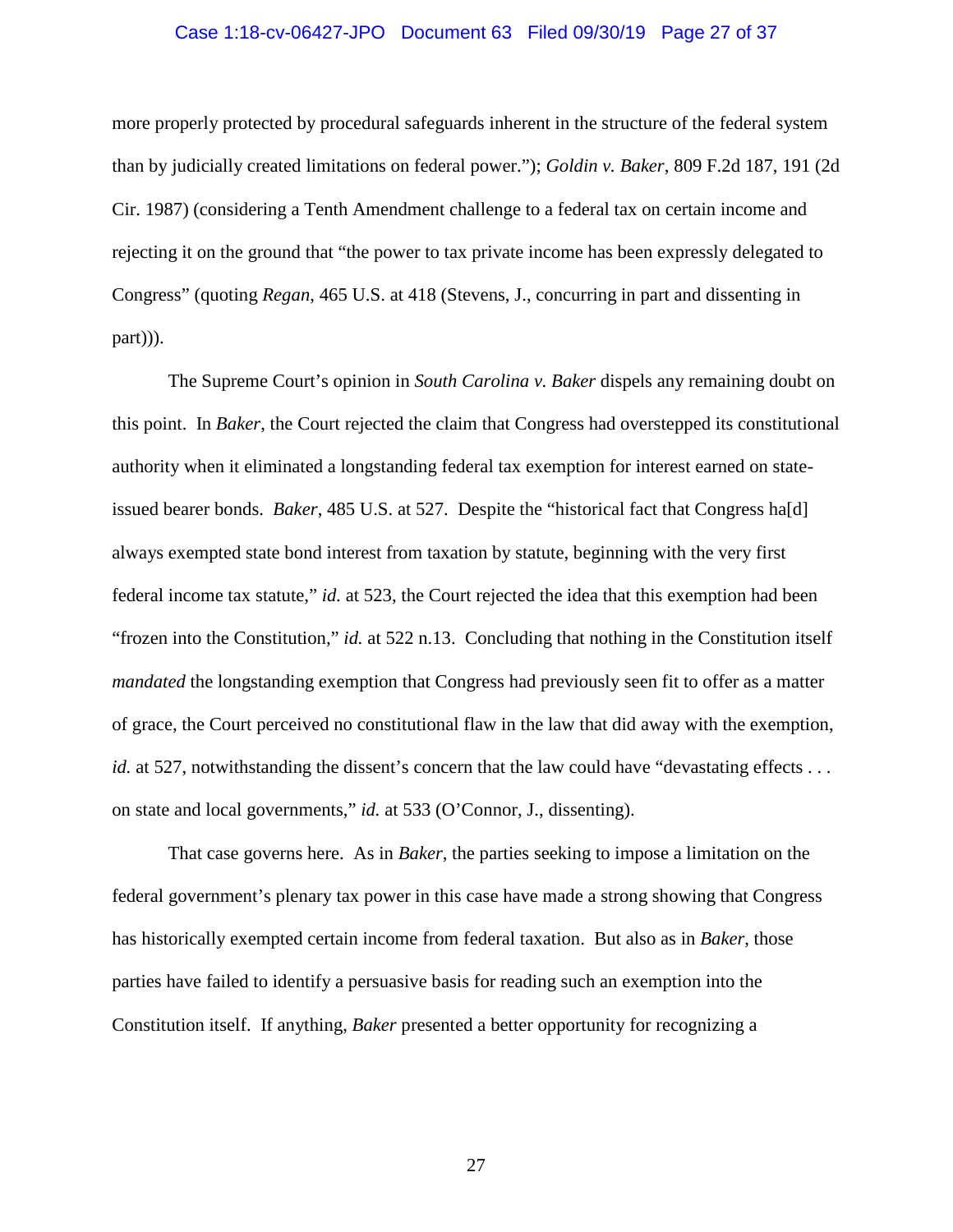more properly protected by procedural safeguards inherent in the structure of the federal system than by judicially created limitations on federal power."); *Goldin v. Baker*, 809 F.2d 187, 191 (2d Cir. 1987) (considering a Tenth Amendment challenge to a federal tax on certain income and rejecting it on the ground that "the power to tax private income has been expressly delegated to Congress" (quoting *Regan*, 465 U.S. at 418 (Stevens, J., concurring in part and dissenting in part))).

The Supreme Court's opinion in *South Carolina v. Baker* dispels any remaining doubt on this point. In *Baker*, the Court rejected the claim that Congress had overstepped its constitutional authority when it eliminated a longstanding federal tax exemption for interest earned on state-issued bearer bonds. *Baker*, 485 U.S. at 527. Despite the "historical fact that Congress ha[d] always exempted state bond interest from taxation by statute, beginning with the very first federal income tax statute," *id.* at 523, the Court rejected the idea that this exemption had been "frozen into the Constitution," *id.* at 522 n.13. Concluding that nothing in the Constitution itself *mandated* the longstanding exemption that Congress had previously seen fit to offer as a matter of grace, the Court perceived no constitutional flaw in the law that did away with the exemption, *id.* at 527, notwithstanding the dissent's concern that the law could have "devastating effects . . . on state and local governments," *id.* at 533 (O'Connor, J., dissenting).

That case governs here. As in *Baker*, the parties seeking to impose a limitation on the federal government's plenary tax power in this case have made a strong showing that Congress has historically exempted certain income from federal taxation. But also as in *Baker*, those parties have failed to identify a persuasive basis for reading such an exemption into the Constitution itself. If anything, *Baker* presented a better opportunity for recognizing a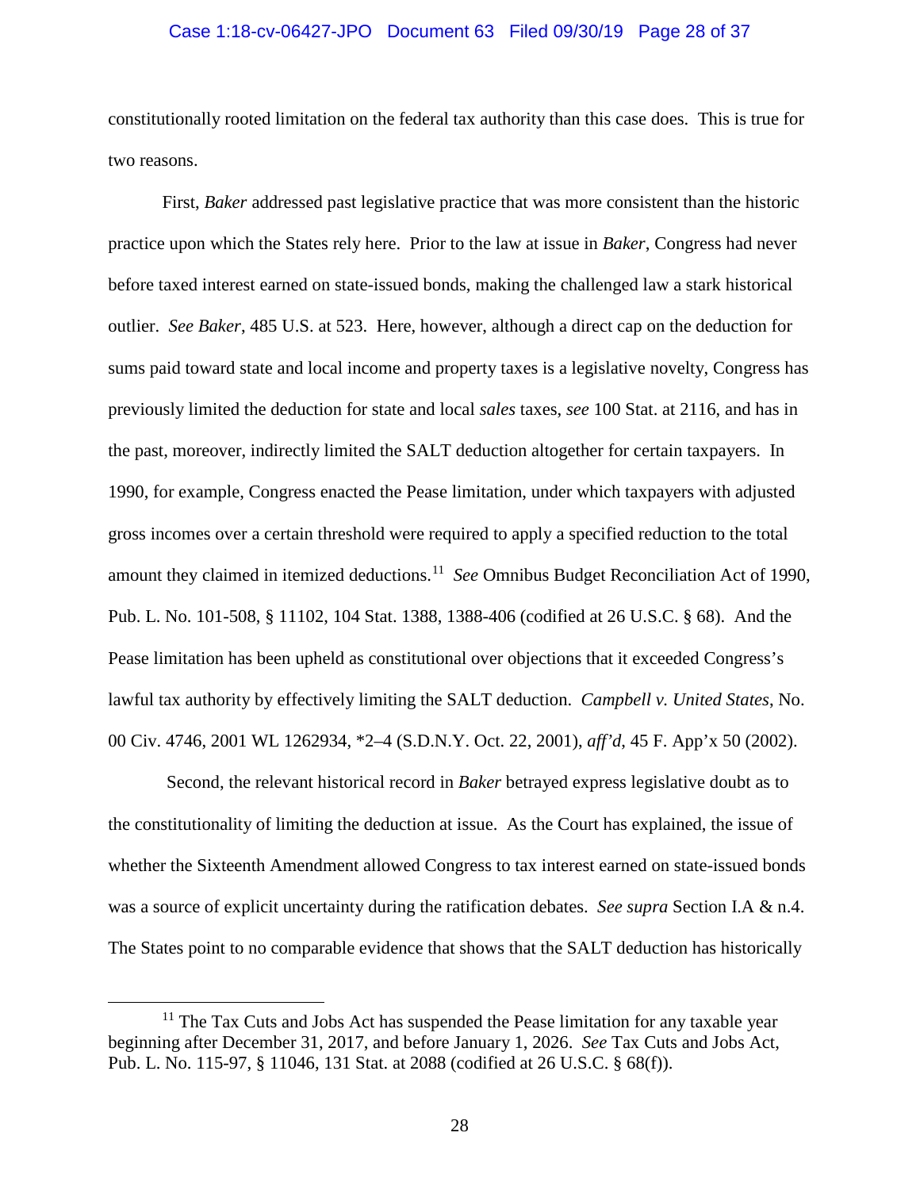constitutionally rooted limitation on the federal tax authority than this case does. This is true for two reasons.

First, *Baker* addressed past legislative practice that was more consistent than the historic practice upon which the States rely here. Prior to the law at issue in *Baker*, Congress had never before taxed interest earned on state-issued bonds, making the challenged law a stark historical outlier. *See Baker*, 485 U.S. at 523. Here, however, although a direct cap on the deduction for sums paid toward state and local income and property taxes is a legislative novelty, Congress has previously limited the deduction for state and local *sales* taxes, *see* 100 Stat. at 2116, and has in the past, moreover, indirectly limited the SALT deduction altogether for certain taxpayers. In 1990, for example, Congress enacted the Pease limitation, under which taxpayers with adjusted gross incomes over a certain threshold were required to apply a specified reduction to the total amount they claimed in itemized deductions.[11] *See* Omnibus Budget Reconciliation Act of 1990, Pub. L. No. 101-508, § 11102, 104 Stat. 1388, 1388-406 (codified at 26 U.S.C. § 68). And the Pease limitation has been upheld as constitutional over objections that it exceeded Congress's lawful tax authority by effectively limiting the SALT deduction. *Campbell v. United States*, No. 00 Civ. 4746, 2001 WL 1262934, *2–4 (S.D.N.Y. Oct. 22, 2001), *aff'd*, 45 F. App'x 50 (2002).

Second, the relevant historical record in *Baker* betrayed express legislative doubt as to the constitutionality of limiting the deduction at issue. As the Court has explained, the issue of whether the Sixteenth Amendment allowed Congress to tax interest earned on state-issued bonds was a source of explicit uncertainty during the ratification debates. *See supra* Section I.A & n.4. The States point to no comparable evidence that shows that the SALT deduction has historically

---

[11] The Tax Cuts and Jobs Act has suspended the Pease limitation for any taxable year beginning after December 31, 2017, and before January 1, 2026. *See* Tax Cuts and Jobs Act, Pub. L. No. 115-97, § 11046, 131 Stat. at 2088 (codified at 26 U.S.C. § 68(f)).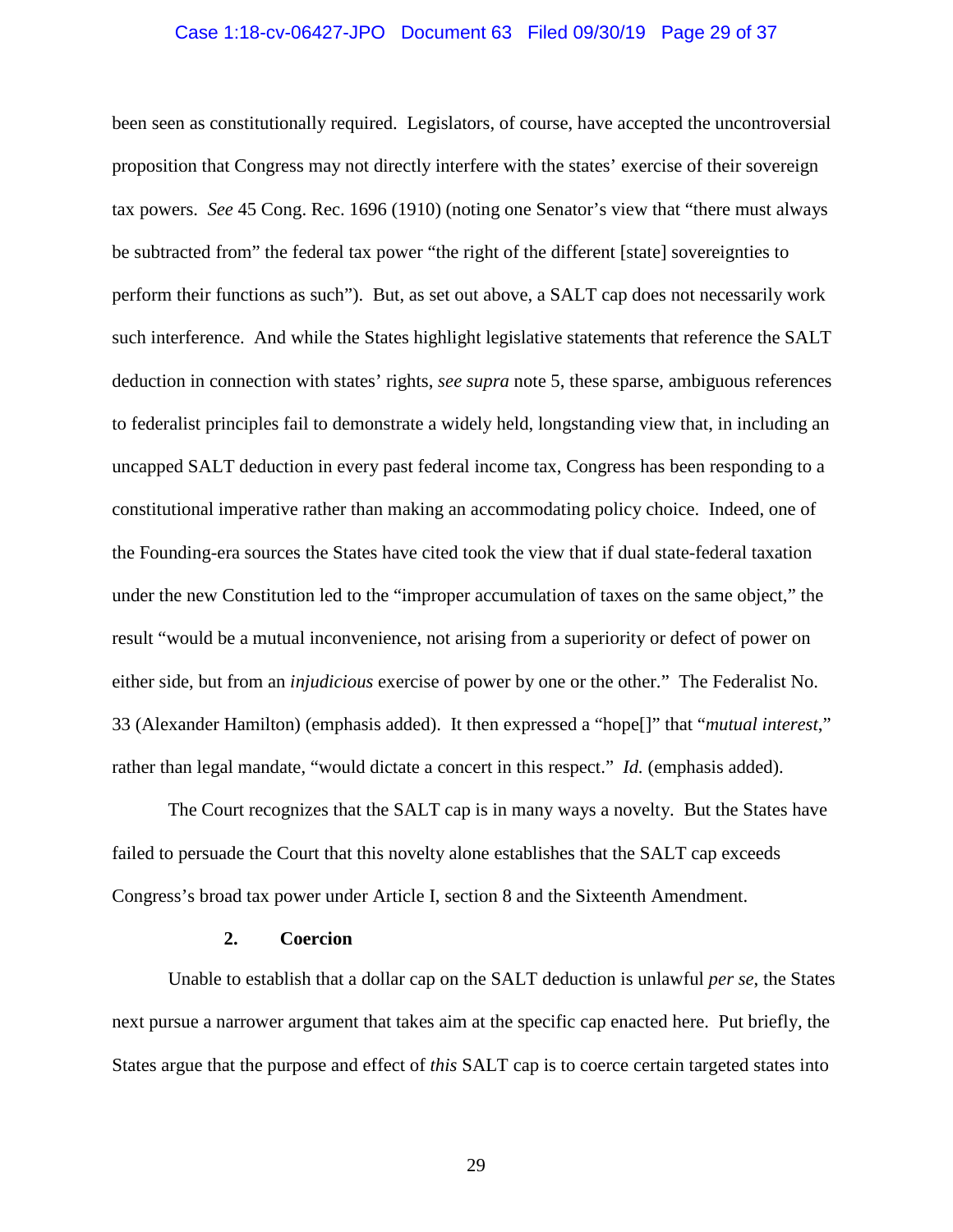been seen as constitutionally required. Legislators, of course, have accepted the uncontroversial proposition that Congress may not directly interfere with the states' exercise of their sovereign tax powers. *See* 45 Cong. Rec. 1696 (1910) (noting one Senator's view that "there must always be subtracted from" the federal tax power "the right of the different [state] sovereignties to perform their functions as such"). But, as set out above, a SALT cap does not necessarily work such interference. And while the States highlight legislative statements that reference the SALT deduction in connection with states' rights, *see supra* note 5, these sparse, ambiguous references to federalist principles fail to demonstrate a widely held, longstanding view that, in including an uncapped SALT deduction in every past federal income tax, Congress has been responding to a constitutional imperative rather than making an accommodating policy choice. Indeed, one of the Founding-era sources the States have cited took the view that if dual state-federal taxation under the new Constitution led to the "improper accumulation of taxes on the same object," the result "would be a mutual inconvenience, not arising from a superiority or defect of power on either side, but from an *injudicious* exercise of power by one or the other." The Federalist No. 33 (Alexander Hamilton) (emphasis added). It then expressed a "hope[]" that "*mutual interest*," rather than legal mandate, "would dictate a concert in this respect." *Id.* (emphasis added).

The Court recognizes that the SALT cap is in many ways a novelty. But the States have failed to persuade the Court that this novelty alone establishes that the SALT cap exceeds Congress's broad tax power under Article I, section 8 and the Sixteenth Amendment.

### 2. Coercion

Unable to establish that a dollar cap on the SALT deduction is unlawful *per se*, the States next pursue a narrower argument that takes aim at the specific cap enacted here. Put briefly, the States argue that the purpose and effect of *this* SALT cap is to coerce certain targeted states into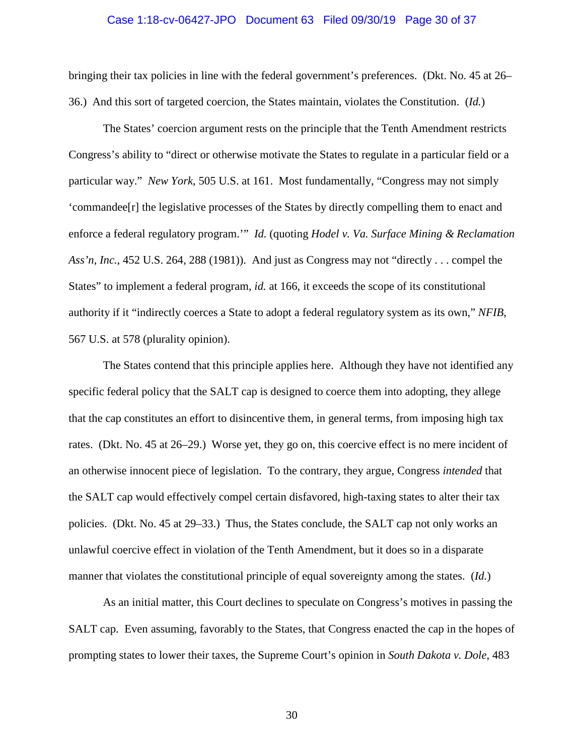bringing their tax policies in line with the federal government's preferences. (Dkt. No. 45 at 26–36.) And this sort of targeted coercion, the States maintain, violates the Constitution. (*Id.*)

The States' coercion argument rests on the principle that the Tenth Amendment restricts Congress's ability to "direct or otherwise motivate the States to regulate in a particular field or a particular way." *New York*, 505 U.S. at 161. Most fundamentally, "Congress may not simply 'commandee[r] the legislative processes of the States by directly compelling them to enact and enforce a federal regulatory program.'" *Id.* (quoting *Hodel v. Va. Surface Mining & Reclamation Ass'n, Inc.*, 452 U.S. 264, 288 (1981)). And just as Congress may not "directly . . . compel the States" to implement a federal program, *id.* at 166, it exceeds the scope of its constitutional authority if it "indirectly coerces a State to adopt a federal regulatory system as its own," *NFIB*, 567 U.S. at 578 (plurality opinion).

The States contend that this principle applies here. Although they have not identified any specific federal policy that the SALT cap is designed to coerce them into adopting, they allege that the cap constitutes an effort to disincentive them, in general terms, from imposing high tax rates. (Dkt. No. 45 at 26–29.) Worse yet, they go on, this coercive effect is no mere incident of an otherwise innocent piece of legislation. To the contrary, they argue, Congress *intended* that the SALT cap would effectively compel certain disfavored, high-taxing states to alter their tax policies. (Dkt. No. 45 at 29–33.) Thus, the States conclude, the SALT cap not only works an unlawful coercive effect in violation of the Tenth Amendment, but it does so in a disparate manner that violates the constitutional principle of equal sovereignty among the states. (*Id.*)

As an initial matter, this Court declines to speculate on Congress's motives in passing the SALT cap. Even assuming, favorably to the States, that Congress enacted the cap in the hopes of prompting states to lower their taxes, the Supreme Court's opinion in *South Dakota v. Dole*, 483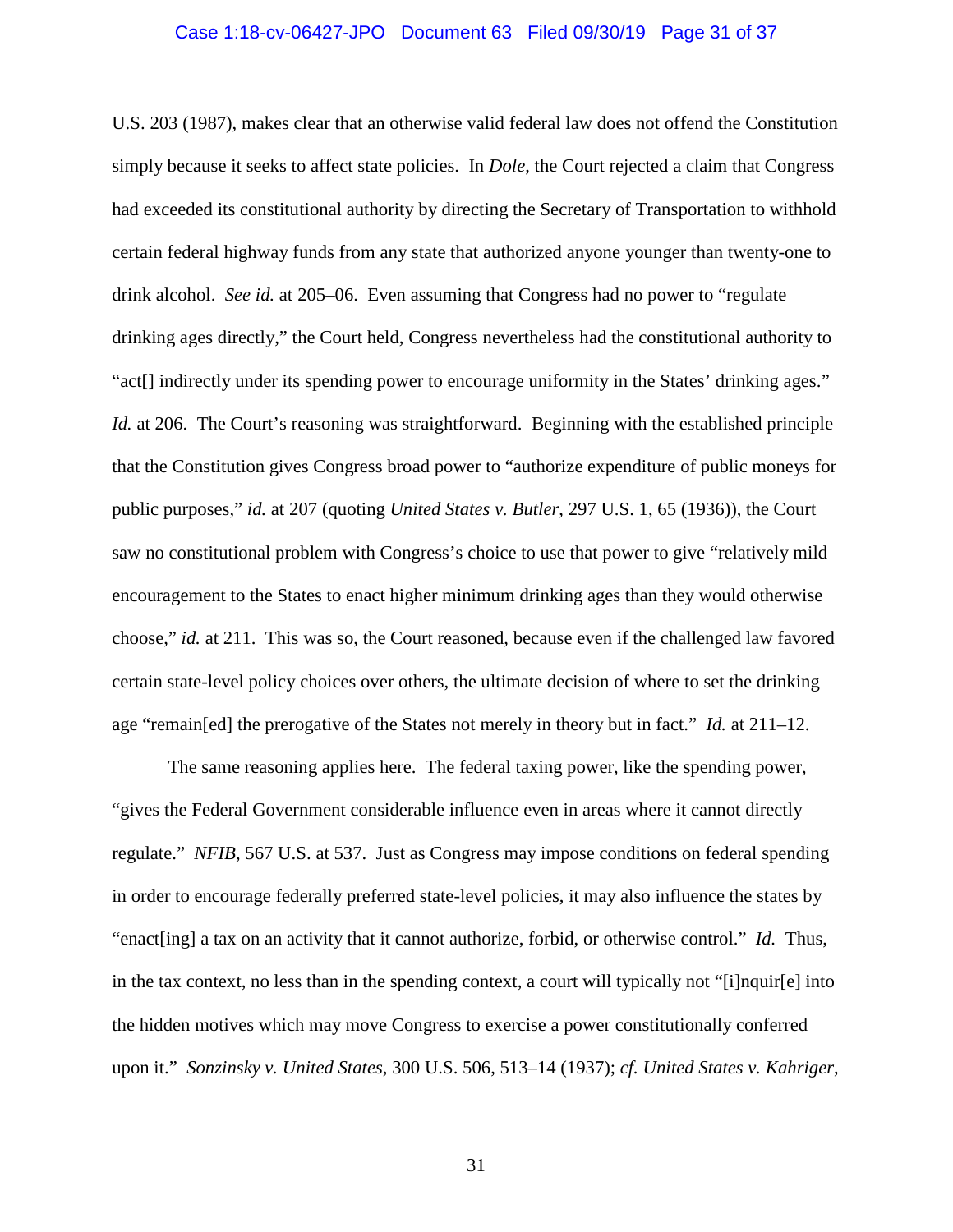U.S. 203 (1987), makes clear that an otherwise valid federal law does not offend the Constitution simply because it seeks to affect state policies. In *Dole*, the Court rejected a claim that Congress had exceeded its constitutional authority by directing the Secretary of Transportation to withhold certain federal highway funds from any state that authorized anyone younger than twenty-one to drink alcohol. *See id.* at 205–06. Even assuming that Congress had no power to "regulate drinking ages directly," the Court held, Congress nevertheless had the constitutional authority to "act[] indirectly under its spending power to encourage uniformity in the States' drinking ages." *Id.* at 206. The Court's reasoning was straightforward. Beginning with the established principle that the Constitution gives Congress broad power to "authorize expenditure of public moneys for public purposes," *id.* at 207 (quoting *United States v. Butler*, 297 U.S. 1, 65 (1936)), the Court saw no constitutional problem with Congress's choice to use that power to give "relatively mild encouragement to the States to enact higher minimum drinking ages than they would otherwise choose," *id.* at 211. This was so, the Court reasoned, because even if the challenged law favored certain state-level policy choices over others, the ultimate decision of where to set the drinking age "remain[ed] the prerogative of the States not merely in theory but in fact." *Id.* at 211–12.

The same reasoning applies here. The federal taxing power, like the spending power, "gives the Federal Government considerable influence even in areas where it cannot directly regulate." *NFIB*, 567 U.S. at 537. Just as Congress may impose conditions on federal spending in order to encourage federally preferred state-level policies, it may also influence the states by "enact[ing] a tax on an activity that it cannot authorize, forbid, or otherwise control." *Id.* Thus, in the tax context, no less than in the spending context, a court will typically not "[i]nquir[e] into the hidden motives which may move Congress to exercise a power constitutionally conferred upon it." *Sonzinsky v. United States*, 300 U.S. 506, 513–14 (1937); *cf. United States v. Kahriger*,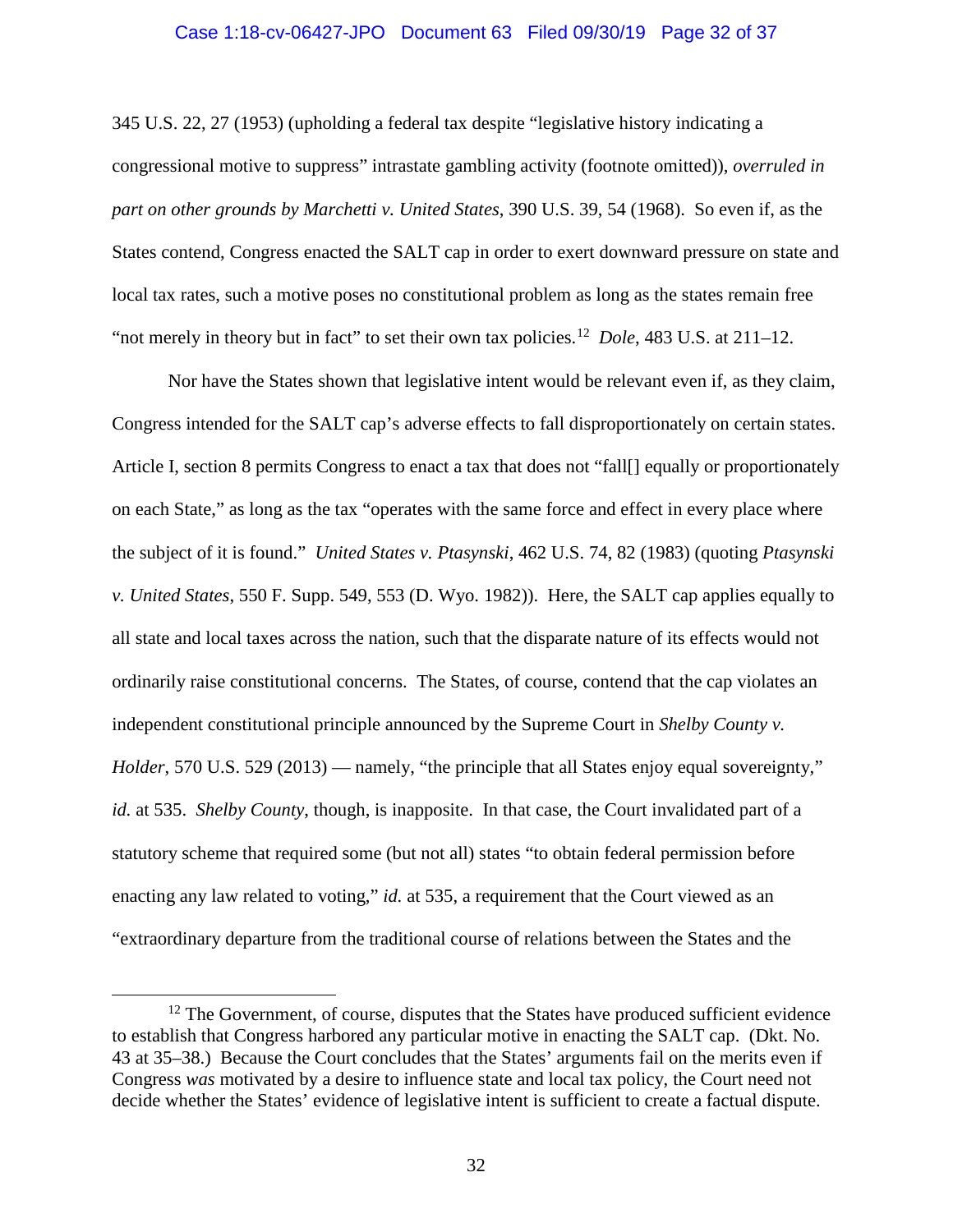345 U.S. 22, 27 (1953) (upholding a federal tax despite "legislative history indicating a congressional motive to suppress" intrastate gambling activity (footnote omitted)), *overruled in part on other grounds by Marchetti v. United States*, 390 U.S. 39, 54 (1968). So even if, as the States contend, Congress enacted the SALT cap in order to exert downward pressure on state and local tax rates, such a motive poses no constitutional problem as long as the states remain free "not merely in theory but in fact" to set their own tax policies.[12] *Dole*, 483 U.S. at 211–12.

Nor have the States shown that legislative intent would be relevant even if, as they claim, Congress intended for the SALT cap's adverse effects to fall disproportionately on certain states. Article I, section 8 permits Congress to enact a tax that does not "fall[] equally or proportionately on each State," as long as the tax "operates with the same force and effect in every place where the subject of it is found." *United States v. Ptasynski*, 462 U.S. 74, 82 (1983) (quoting *Ptasynski v. United States*, 550 F. Supp. 549, 553 (D. Wyo. 1982)). Here, the SALT cap applies equally to all state and local taxes across the nation, such that the disparate nature of its effects would not ordinarily raise constitutional concerns. The States, of course, contend that the cap violates an independent constitutional principle announced by the Supreme Court in *Shelby County v. Holder*, 570 U.S. 529 (2013) — namely, "the principle that all States enjoy equal sovereignty," *id.* at 535. *Shelby County*, though, is inapposite. In that case, the Court invalidated part of a statutory scheme that required some (but not all) states "to obtain federal permission before enacting any law related to voting," *id.* at 535, a requirement that the Court viewed as an "extraordinary departure from the traditional course of relations between the States and the

---

[12] The Government, of course, disputes that the States have produced sufficient evidence to establish that Congress harbored any particular motive in enacting the SALT cap. (Dkt. No. 43 at 35–38.) Because the Court concludes that the States' arguments fail on the merits even if Congress *was* motivated by a desire to influence state and local tax policy, the Court need not decide whether the States' evidence of legislative intent is sufficient to create a factual dispute.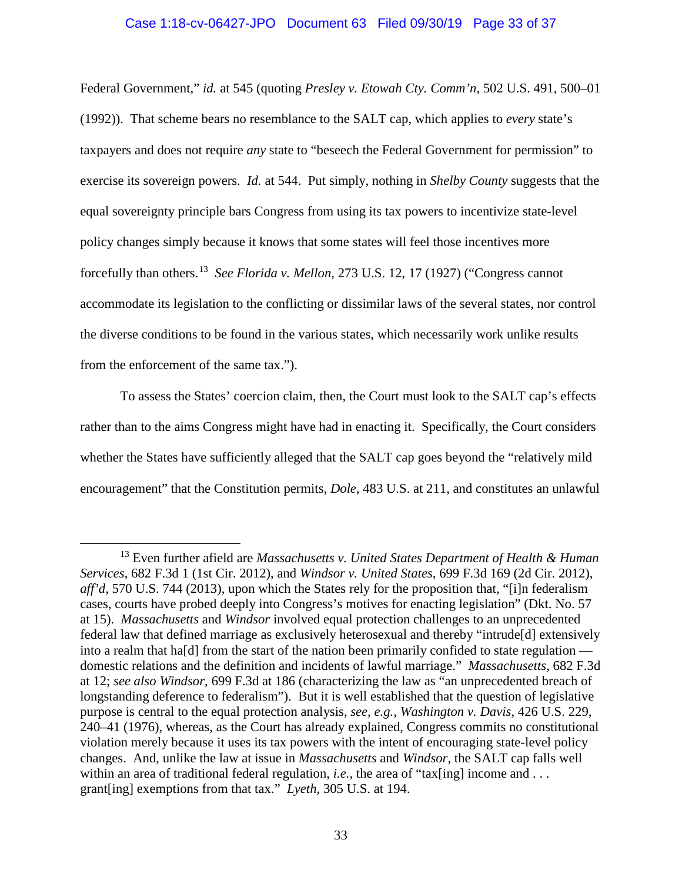Federal Government," *id.* at 545 (quoting *Presley v. Etowah Cty. Comm'n*, 502 U.S. 491, 500–01 (1992)). That scheme bears no resemblance to the SALT cap, which applies to *every* state's taxpayers and does not require *any* state to "beseech the Federal Government for permission" to exercise its sovereign powers. *Id.* at 544. Put simply, nothing in *Shelby County* suggests that the equal sovereignty principle bars Congress from using its tax powers to incentivize state-level policy changes simply because it knows that some states will feel those incentives more forcefully than others.[13] *See Florida v. Mellon*, 273 U.S. 12, 17 (1927) ("Congress cannot accommodate its legislation to the conflicting or dissimilar laws of the several states, nor control the diverse conditions to be found in the various states, which necessarily work unlike results from the enforcement of the same tax.").

To assess the States' coercion claim, then, the Court must look to the SALT cap's effects rather than to the aims Congress might have had in enacting it. Specifically, the Court considers whether the States have sufficiently alleged that the SALT cap goes beyond the "relatively mild encouragement" that the Constitution permits, *Dole*, 483 U.S. at 211, and constitutes an unlawful

---

[13] Even further afield are *Massachusetts v. United States Department of Health & Human Services*, 682 F.3d 1 (1st Cir. 2012), and *Windsor v. United States*, 699 F.3d 169 (2d Cir. 2012), *aff'd*, 570 U.S. 744 (2013), upon which the States rely for the proposition that, "[i]n federalism cases, courts have probed deeply into Congress's motives for enacting legislation" (Dkt. No. 57 at 15). *Massachusetts* and *Windsor* involved equal protection challenges to an unprecedented federal law that defined marriage as exclusively heterosexual and thereby "intrude[d] extensively into a realm that ha[d] from the start of the nation been primarily confided to state regulation — domestic relations and the definition and incidents of lawful marriage." *Massachusetts*, 682 F.3d at 12; *see also Windsor*, 699 F.3d at 186 (characterizing the law as "an unprecedented breach of longstanding deference to federalism"). But it is well established that the question of legislative purpose is central to the equal protection analysis, *see, e.g.*, *Washington v. Davis*, 426 U.S. 229, 240–41 (1976), whereas, as the Court has already explained, Congress commits no constitutional violation merely because it uses its tax powers with the intent of encouraging state-level policy changes. And, unlike the law at issue in *Massachusetts* and *Windsor*, the SALT cap falls well within an area of traditional federal regulation, *i.e.*, the area of "tax[ing] income and . . . grant[ing] exemptions from that tax." *Lyeth*, 305 U.S. at 194.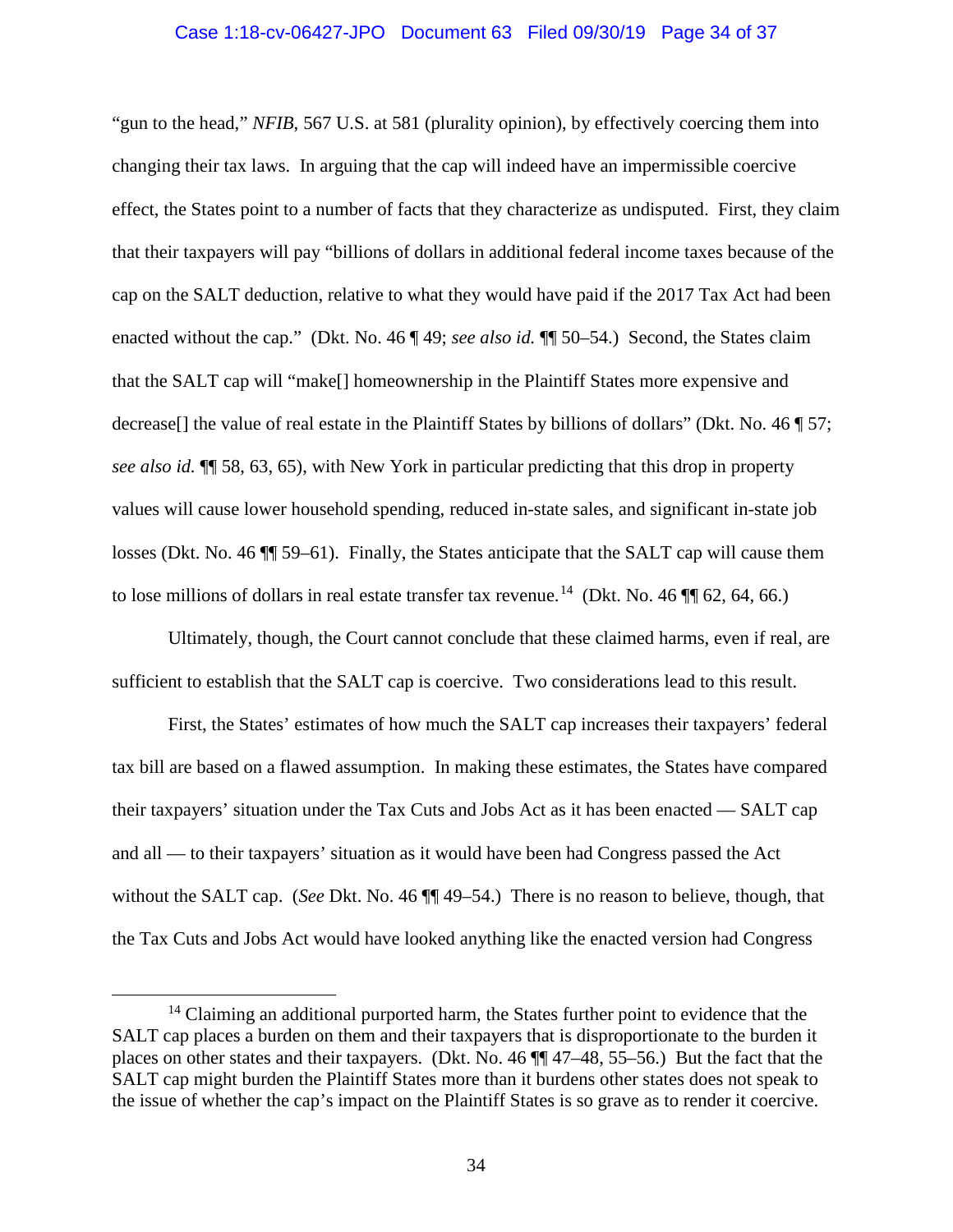"gun to the head," *NFIB*, 567 U.S. at 581 (plurality opinion), by effectively coercing them into changing their tax laws. In arguing that the cap will indeed have an impermissible coercive effect, the States point to a number of facts that they characterize as undisputed. First, they claim that their taxpayers will pay "billions of dollars in additional federal income taxes because of the cap on the SALT deduction, relative to what they would have paid if the 2017 Tax Act had been enacted without the cap." (Dkt. No. 46 ¶ 49; *see also id.* ¶¶ 50–54.) Second, the States claim that the SALT cap will "make[] homeownership in the Plaintiff States more expensive and decrease[] the value of real estate in the Plaintiff States by billions of dollars" (Dkt. No. 46 ¶ 57; *see also id.* ¶¶ 58, 63, 65), with New York in particular predicting that this drop in property values will cause lower household spending, reduced in-state sales, and significant in-state job losses (Dkt. No. 46 ¶¶ 59–61). Finally, the States anticipate that the SALT cap will cause them to lose millions of dollars in real estate transfer tax revenue.[14] (Dkt. No. 46 ¶¶ 62, 64, 66.)

Ultimately, though, the Court cannot conclude that these claimed harms, even if real, are sufficient to establish that the SALT cap is coercive. Two considerations lead to this result.

First, the States' estimates of how much the SALT cap increases their taxpayers' federal tax bill are based on a flawed assumption. In making these estimates, the States have compared their taxpayers' situation under the Tax Cuts and Jobs Act as it has been enacted — SALT cap and all — to their taxpayers' situation as it would have been had Congress passed the Act without the SALT cap. (*See* Dkt. No. 46 ¶¶ 49–54.) There is no reason to believe, though, that the Tax Cuts and Jobs Act would have looked anything like the enacted version had Congress

[14] Claiming an additional purported harm, the States further point to evidence that the SALT cap places a burden on them and their taxpayers that is disproportionate to the burden it places on other states and their taxpayers. (Dkt. No. 46 ¶¶ 47–48, 55–56.) But the fact that the SALT cap might burden the Plaintiff States more than it burdens other states does not speak to the issue of whether the cap's impact on the Plaintiff States is so grave as to render it coercive.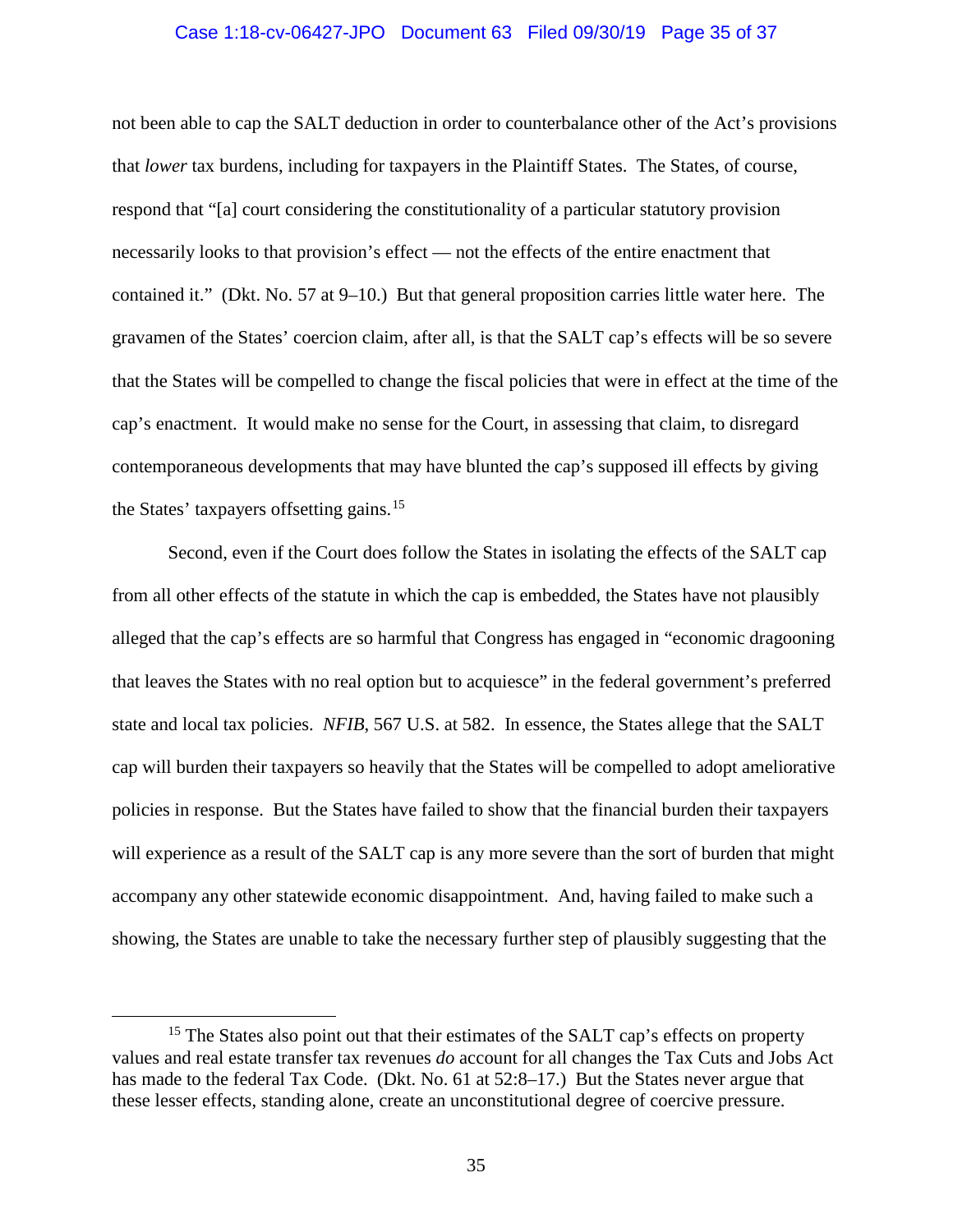not been able to cap the SALT deduction in order to counterbalance other of the Act's provisions that *lower* tax burdens, including for taxpayers in the Plaintiff States. The States, of course, respond that "[a] court considering the constitutionality of a particular statutory provision necessarily looks to that provision's effect — not the effects of the entire enactment that contained it." (Dkt. No. 57 at 9–10.) But that general proposition carries little water here. The gravamen of the States' coercion claim, after all, is that the SALT cap's effects will be so severe that the States will be compelled to change the fiscal policies that were in effect at the time of the cap's enactment. It would make no sense for the Court, in assessing that claim, to disregard contemporaneous developments that may have blunted the cap's supposed ill effects by giving the States' taxpayers offsetting gains.[15]

Second, even if the Court does follow the States in isolating the effects of the SALT cap from all other effects of the statute in which the cap is embedded, the States have not plausibly alleged that the cap's effects are so harmful that Congress has engaged in "economic dragooning that leaves the States with no real option but to acquiesce" in the federal government's preferred state and local tax policies. *NFIB*, 567 U.S. at 582. In essence, the States allege that the SALT cap will burden their taxpayers so heavily that the States will be compelled to adopt ameliorative policies in response. But the States have failed to show that the financial burden their taxpayers will experience as a result of the SALT cap is any more severe than the sort of burden that might accompany any other statewide economic disappointment. And, having failed to make such a showing, the States are unable to take the necessary further step of plausibly suggesting that the

[15] The States also point out that their estimates of the SALT cap's effects on property values and real estate transfer tax revenues *do* account for all changes the Tax Cuts and Jobs Act has made to the federal Tax Code. (Dkt. No. 61 at 52:8–17.) But the States never argue that these lesser effects, standing alone, create an unconstitutional degree of coercive pressure.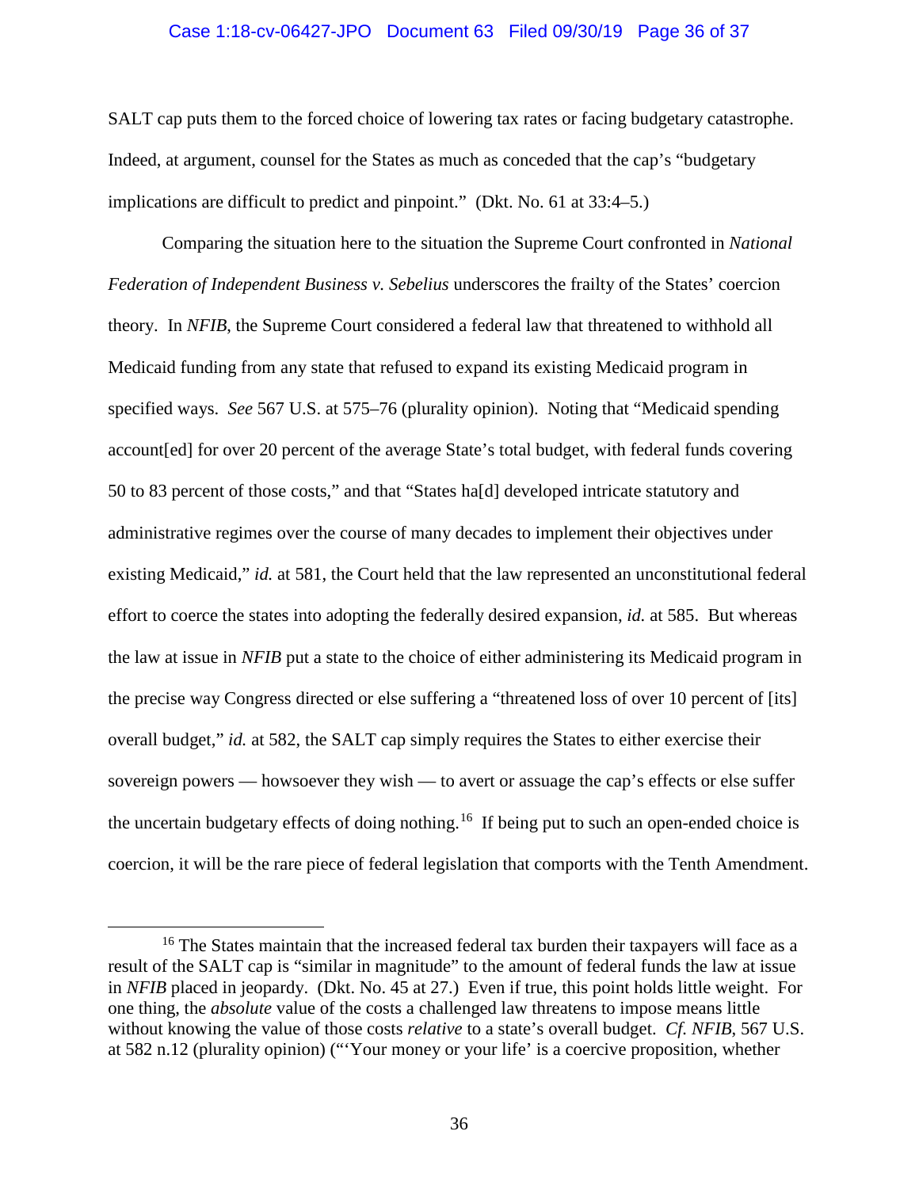SALT cap puts them to the forced choice of lowering tax rates or facing budgetary catastrophe. Indeed, at argument, counsel for the States as much as conceded that the cap's "budgetary implications are difficult to predict and pinpoint." (Dkt. No. 61 at 33:4–5.)

Comparing the situation here to the situation the Supreme Court confronted in *National Federation of Independent Business v. Sebelius* underscores the frailty of the States' coercion theory. In *NFIB*, the Supreme Court considered a federal law that threatened to withhold all Medicaid funding from any state that refused to expand its existing Medicaid program in specified ways. *See* 567 U.S. at 575–76 (plurality opinion). Noting that "Medicaid spending account[ed] for over 20 percent of the average State's total budget, with federal funds covering 50 to 83 percent of those costs," and that "States ha[d] developed intricate statutory and administrative regimes over the course of many decades to implement their objectives under existing Medicaid," *id.* at 581, the Court held that the law represented an unconstitutional federal effort to coerce the states into adopting the federally desired expansion, *id.* at 585. But whereas the law at issue in *NFIB* put a state to the choice of either administering its Medicaid program in the precise way Congress directed or else suffering a "threatened loss of over 10 percent of [its] overall budget," *id.* at 582, the SALT cap simply requires the States to either exercise their sovereign powers — howsoever they wish — to avert or assuage the cap's effects or else suffer the uncertain budgetary effects of doing nothing.[16] If being put to such an open-ended choice is coercion, it will be the rare piece of federal legislation that comports with the Tenth Amendment.

---

[16] The States maintain that the increased federal tax burden their taxpayers will face as a result of the SALT cap is "similar in magnitude" to the amount of federal funds the law at issue in *NFIB* placed in jeopardy. (Dkt. No. 45 at 27.) Even if true, this point holds little weight. For one thing, the *absolute* value of the costs a challenged law threatens to impose means little without knowing the value of those costs *relative* to a state's overall budget. *Cf. NFIB*, 567 U.S. at 582 n.12 (plurality opinion) ("'Your money or your life' is a coercive proposition, whether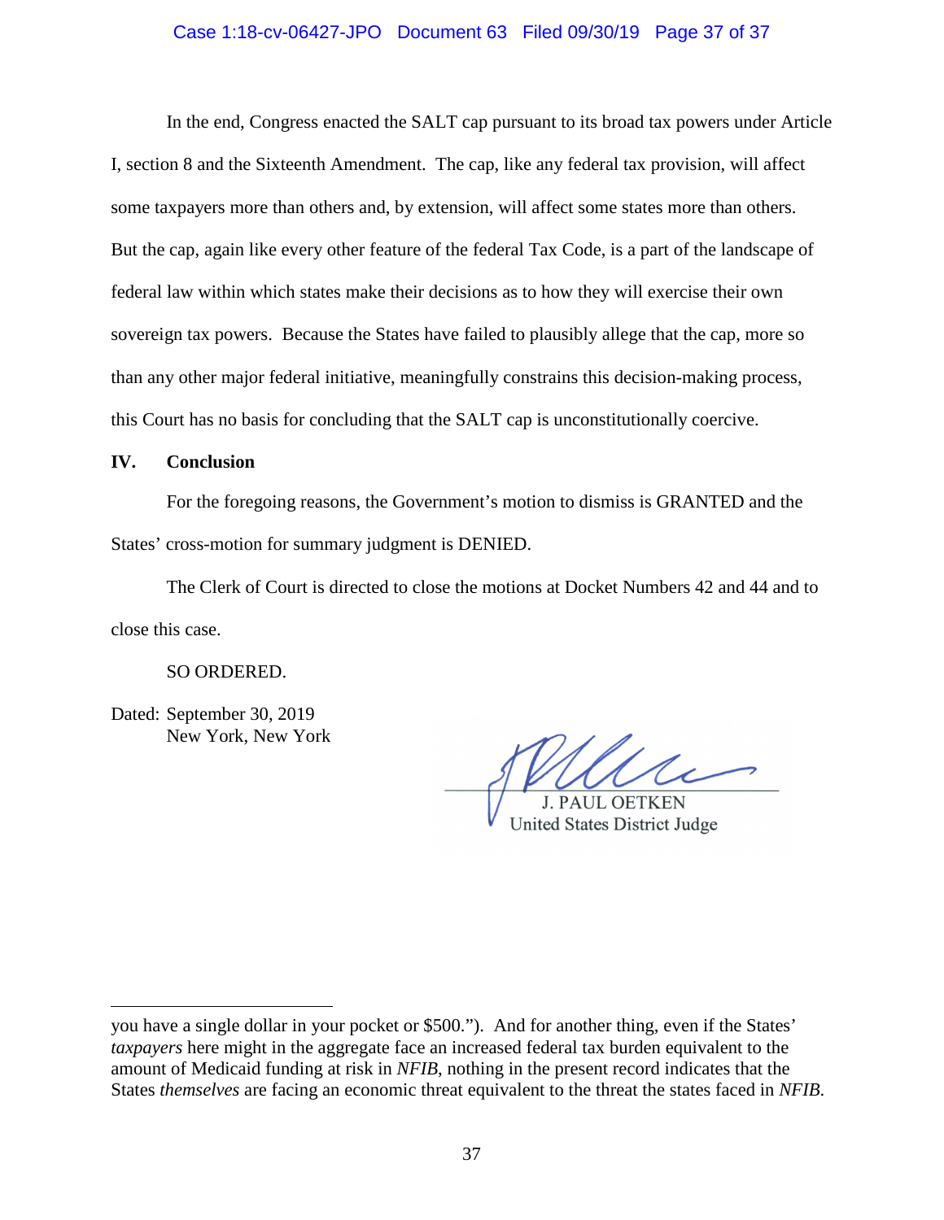In the end, Congress enacted the SALT cap pursuant to its broad tax powers under Article I, section 8 and the Sixteenth Amendment. The cap, like any federal tax provision, will affect some taxpayers more than others and, by extension, will affect some states more than others. But the cap, again like every other feature of the federal Tax Code, is a part of the landscape of federal law within which states make their decisions as to how they will exercise their own sovereign tax powers. Because the States have failed to plausibly allege that the cap, more so than any other major federal initiative, meaningfully constrains this decision-making process, this Court has no basis for concluding that the SALT cap is unconstitutionally coercive.

## IV. Conclusion

For the foregoing reasons, the Government's motion to dismiss is GRANTED and the States' cross-motion for summary judgment is DENIED.

The Clerk of Court is directed to close the motions at Docket Numbers 42 and 44 and to close this case.

SO ORDERED.

Dated: September 30, 2019
New York, New York

J. PAUL OETKEN
United States District Judge

---

you have a single dollar in your pocket or $500."). And for another thing, even if the States' *taxpayers* here might in the aggregate face an increased federal tax burden equivalent to the amount of Medicaid funding at risk in *NFIB*, nothing in the present record indicates that the States *themselves* are facing an economic threat equivalent to the threat the states faced in *NFIB*.